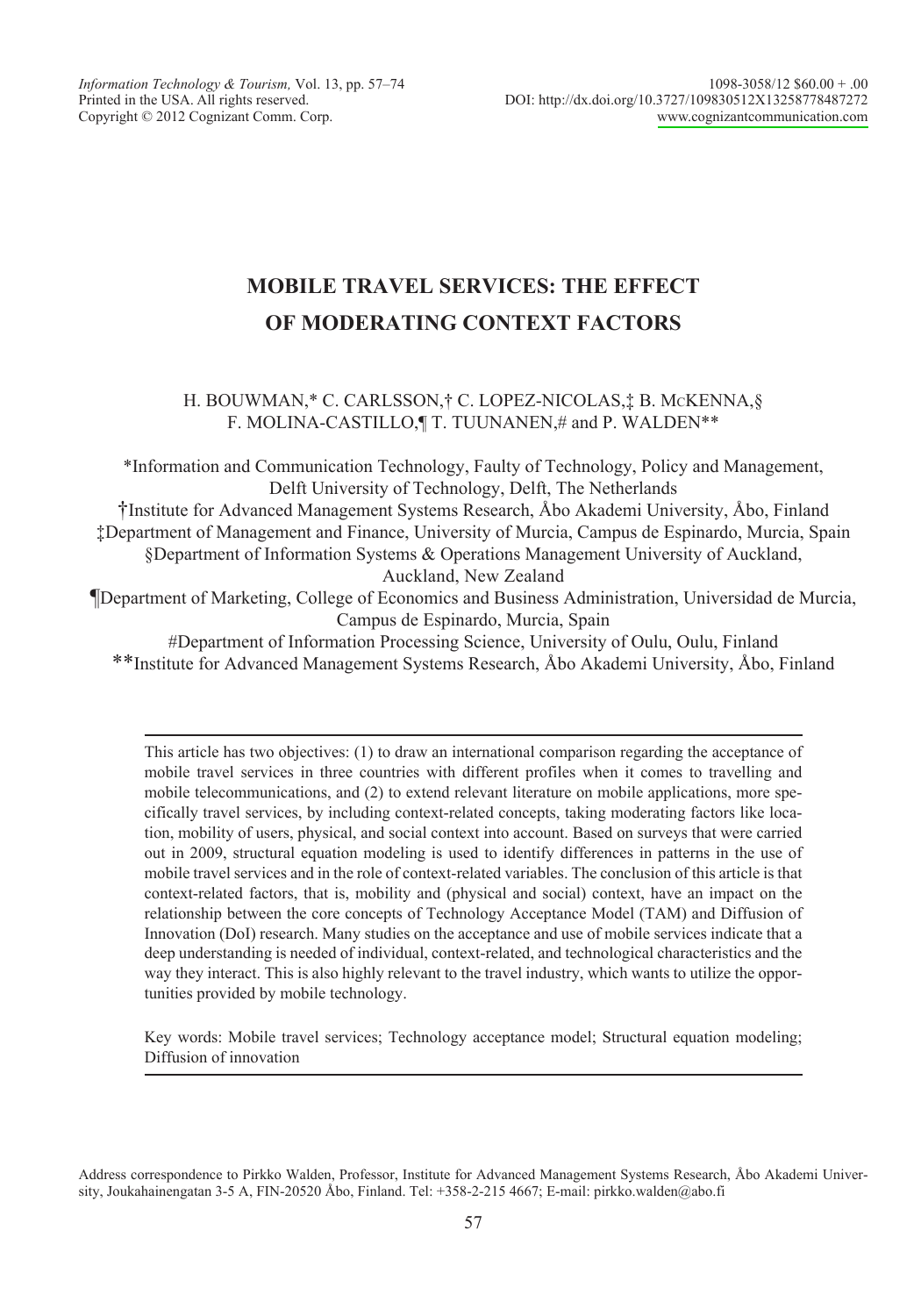# MOBILE TRAVEL SERVICES: THE EFFECT OF MODERATING CONTEXT FACTORS

H. BOUWMAN,* C. CARLSSON,† C. LOPEZ-NICOLAS,‡ B. McKENNA,§ F. MOLINA-CASTILLO,¶ T. TUUNANEN,# and P. WALDEN**

*Information and Communication Technology, Faulty of Technology, Policy and Management, Delft University of Technology, Delft, The Netherlands

†Institute for Advanced Management Systems Research, Åbo Akademi University, Åbo, Finland

‡Department of Management and Finance, University of Murcia, Campus de Espinardo, Murcia, Spain

§Department of Information Systems & Operations Management University of Auckland, Auckland, New Zealand

¶Department of Marketing, College of Economics and Business Administration, Universidad de Murcia, Campus de Espinardo, Murcia, Spain

#Department of Information Processing Science, University of Oulu, Oulu, Finland

**Institute for Advanced Management Systems Research, Åbo Akademi University, Åbo, Finland

This article has two objectives: (1) to draw an international comparison regarding the acceptance of mobile travel services in three countries with different profiles when it comes to travelling and mobile telecommunications, and (2) to extend relevant literature on mobile applications, more specifically travel services, by including context-related concepts, taking moderating factors like location, mobility of users, physical, and social context into account. Based on surveys that were carried out in 2009, structural equation modeling is used to identify differences in patterns in the use of mobile travel services and in the role of context-related variables. The conclusion of this article is that context-related factors, that is, mobility and (physical and social) context, have an impact on the relationship between the core concepts of Technology Acceptance Model (TAM) and Diffusion of Innovation (DoI) research. Many studies on the acceptance and use of mobile services indicate that a deep understanding is needed of individual, context-related, and technological characteristics and the way they interact. This is also highly relevant to the travel industry, which wants to utilize the opportunities provided by mobile technology.

Key words: Mobile travel services; Technology acceptance model; Structural equation modeling; Diffusion of innovation

Address correspondence to Pirkko Walden, Professor, Institute for Advanced Management Systems Research, Åbo Akademi University, Joukahainengatan 3-5 A, FIN-20520 Åbo, Finland. Tel: +358-2-215 4667; E-mail: pirkko.walden@abo.fi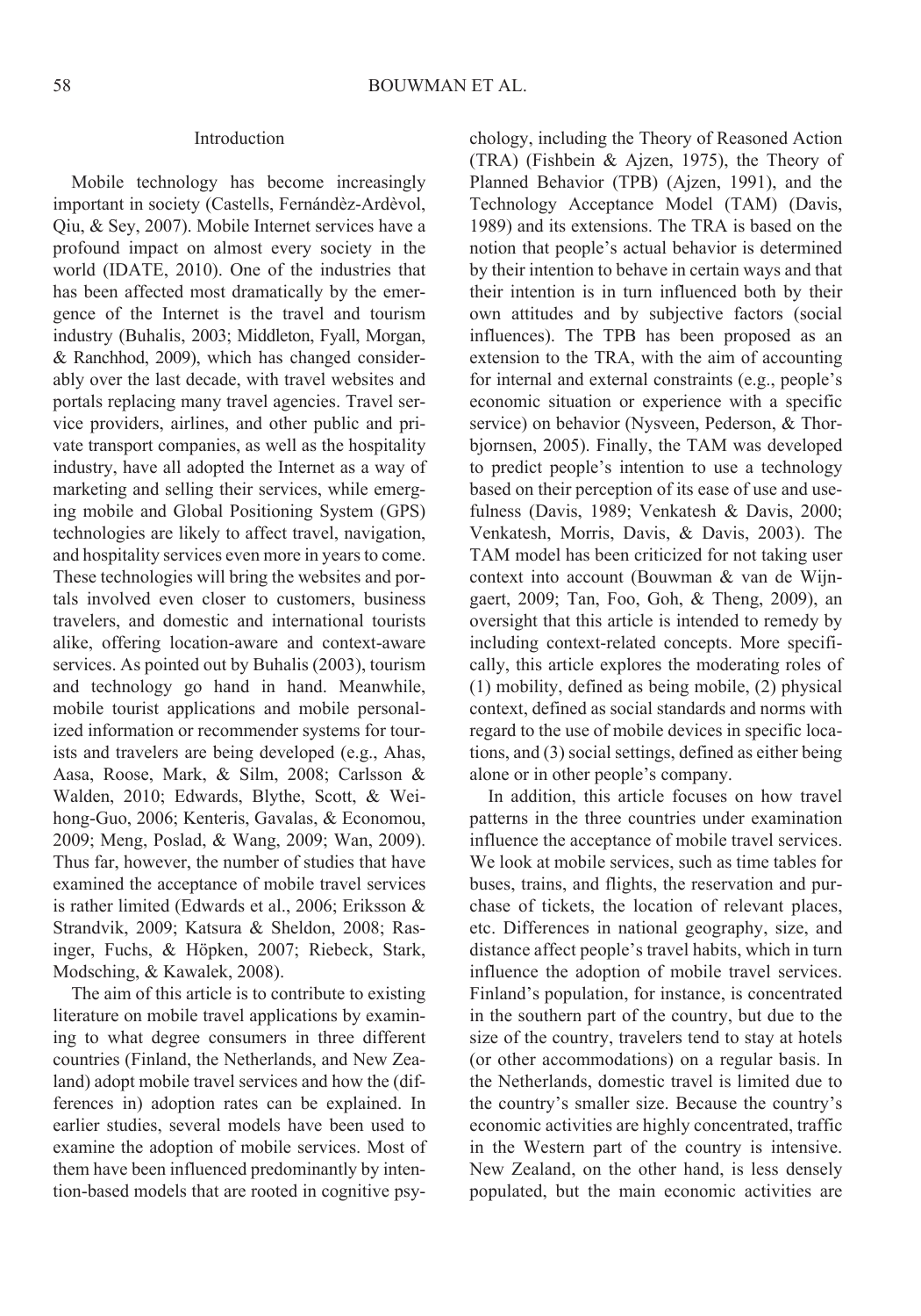## Introduction

Mobile technology has become increasingly important in society (Castells, Fernándèz-Ardèvol, Qiu, & Sey, 2007). Mobile Internet services have a profound impact on almost every society in the world (IDATE, 2010). One of the industries that has been affected most dramatically by the emergence of the Internet is the travel and tourism industry (Buhalis, 2003; Middleton, Fyall, Morgan, & Ranchhod, 2009), which has changed considerably over the last decade, with travel websites and portals replacing many travel agencies. Travel service providers, airlines, and other public and private transport companies, as well as the hospitality industry, have all adopted the Internet as a way of marketing and selling their services, while emerging mobile and Global Positioning System (GPS) technologies are likely to affect travel, navigation, and hospitality services even more in years to come. These technologies will bring the websites and portals involved even closer to customers, business travelers, and domestic and international tourists alike, offering location-aware and context-aware services. As pointed out by Buhalis (2003), tourism and technology go hand in hand. Meanwhile, mobile tourist applications and mobile personalized information or recommender systems for tourists and travelers are being developed (e.g., Ahas, Aasa, Roose, Mark, & Silm, 2008; Carlsson & Walden, 2010; Edwards, Blythe, Scott, & Weihong-Guo, 2006; Kenteris, Gavalas, & Economou, 2009; Meng, Poslad, & Wang, 2009; Wan, 2009). Thus far, however, the number of studies that have examined the acceptance of mobile travel services is rather limited (Edwards et al., 2006; Eriksson & Strandvik, 2009; Katsura & Sheldon, 2008; Rasinger, Fuchs, & Höpken, 2007; Riebeck, Stark, Modsching, & Kawalek, 2008).

The aim of this article is to contribute to existing literature on mobile travel applications by examining to what degree consumers in three different countries (Finland, the Netherlands, and New Zealand) adopt mobile travel services and how the (differences in) adoption rates can be explained. In earlier studies, several models have been used to examine the adoption of mobile services. Most of them have been influenced predominantly by intention-based models that are rooted in cognitive psychology, including the Theory of Reasoned Action (TRA) (Fishbein & Ajzen, 1975), the Theory of Planned Behavior (TPB) (Ajzen, 1991), and the Technology Acceptance Model (TAM) (Davis, 1989) and its extensions. The TRA is based on the notion that people's actual behavior is determined by their intention to behave in certain ways and that their intention is in turn influenced both by their own attitudes and by subjective factors (social influences). The TPB has been proposed as an extension to the TRA, with the aim of accounting for internal and external constraints (e.g., people's economic situation or experience with a specific service) on behavior (Nysveen, Pederson, & Thorbjornsen, 2005). Finally, the TAM was developed to predict people's intention to use a technology based on their perception of its ease of use and usefulness (Davis, 1989; Venkatesh & Davis, 2000; Venkatesh, Morris, Davis, & Davis, 2003). The TAM model has been criticized for not taking user context into account (Bouwman & van de Wijngaert, 2009; Tan, Foo, Goh, & Theng, 2009), an oversight that this article is intended to remedy by including context-related concepts. More specifically, this article explores the moderating roles of (1) mobility, defined as being mobile, (2) physical context, defined as social standards and norms with regard to the use of mobile devices in specific locations, and (3) social settings, defined as either being alone or in other people's company.

In addition, this article focuses on how travel patterns in the three countries under examination influence the acceptance of mobile travel services. We look at mobile services, such as time tables for buses, trains, and flights, the reservation and purchase of tickets, the location of relevant places, etc. Differences in national geography, size, and distance affect people's travel habits, which in turn influence the adoption of mobile travel services. Finland's population, for instance, is concentrated in the southern part of the country, but due to the size of the country, travelers tend to stay at hotels (or other accommodations) on a regular basis. In the Netherlands, domestic travel is limited due to the country's smaller size. Because the country's economic activities are highly concentrated, traffic in the Western part of the country is intensive. New Zealand, on the other hand, is less densely populated, but the main economic activities are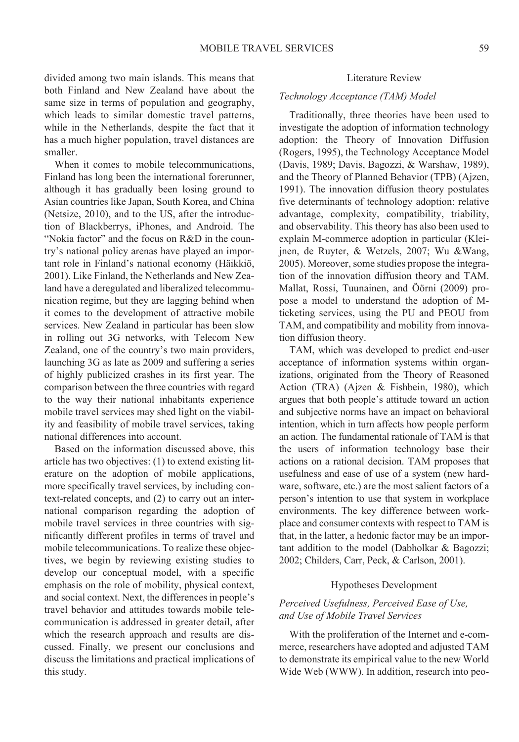divided among two main islands. This means that both Finland and New Zealand have about the same size in terms of population and geography, which leads to similar domestic travel patterns, while in the Netherlands, despite the fact that it has a much higher population, travel distances are smaller.

When it comes to mobile telecommunications, Finland has long been the international forerunner, although it has gradually been losing ground to Asian countries like Japan, South Korea, and China (Netsize, 2010), and to the US, after the introduction of Blackberrys, iPhones, and Android. The "Nokia factor" and the focus on R&D in the country's national policy arenas have played an important role in Finland's national economy (Häikkiö, 2001). Like Finland, the Netherlands and New Zealand have a deregulated and liberalized telecommunication regime, but they are lagging behind when it comes to the development of attractive mobile services. New Zealand in particular has been slow in rolling out 3G networks, with Telecom New Zealand, one of the country's two main providers, launching 3G as late as 2009 and suffering a series of highly publicized crashes in its first year. The comparison between the three countries with regard to the way their national inhabitants experience mobile travel services may shed light on the viability and feasibility of mobile travel services, taking national differences into account.

Based on the information discussed above, this article has two objectives: (1) to extend existing literature on the adoption of mobile applications, more specifically travel services, by including context-related concepts, and (2) to carry out an international comparison regarding the adoption of mobile travel services in three countries with significantly different profiles in terms of travel and mobile telecommunications. To realize these objectives, we begin by reviewing existing studies to develop our conceptual model, with a specific emphasis on the role of mobility, physical context, and social context. Next, the differences in people's travel behavior and attitudes towards mobile telecommunication is addressed in greater detail, after which the research approach and results are discussed. Finally, we present our conclusions and discuss the limitations and practical implications of this study.

## Literature Review

### *Technology Acceptance (TAM) Model*

Traditionally, three theories have been used to investigate the adoption of information technology adoption: the Theory of Innovation Diffusion (Rogers, 1995), the Technology Acceptance Model (Davis, 1989; Davis, Bagozzi, & Warshaw, 1989), and the Theory of Planned Behavior (TPB) (Ajzen, 1991). The innovation diffusion theory postulates five determinants of technology adoption: relative advantage, complexity, compatibility, triability, and observability. This theory has also been used to explain M-commerce adoption in particular (Kleijnen, de Ruyter, & Wetzels, 2007; Wu &Wang, 2005). Moreover, some studies propose the integration of the innovation diffusion theory and TAM. Mallat, Rossi, Tuunainen, and Öörni (2009) propose a model to understand the adoption of M-ticketing services, using the PU and PEOU from TAM, and compatibility and mobility from innovation diffusion theory.

TAM, which was developed to predict end-user acceptance of information systems within organizations, originated from the Theory of Reasoned Action (TRA) (Ajzen & Fishbein, 1980), which argues that both people's attitude toward an action and subjective norms have an impact on behavioral intention, which in turn affects how people perform an action. The fundamental rationale of TAM is that the users of information technology base their actions on a rational decision. TAM proposes that usefulness and ease of use of a system (new hardware, software, etc.) are the most salient factors of a person's intention to use that system in workplace environments. The key difference between workplace and consumer contexts with respect to TAM is that, in the latter, a hedonic factor may be an important addition to the model (Dabholkar & Bagozzi; 2002; Childers, Carr, Peck, & Carlson, 2001).

## Hypotheses Development

### *Perceived Usefulness, Perceived Ease of Use, and Use of Mobile Travel Services*

With the proliferation of the Internet and e-commerce, researchers have adopted and adjusted TAM to demonstrate its empirical value to the new World Wide Web (WWW). In addition, research into peo-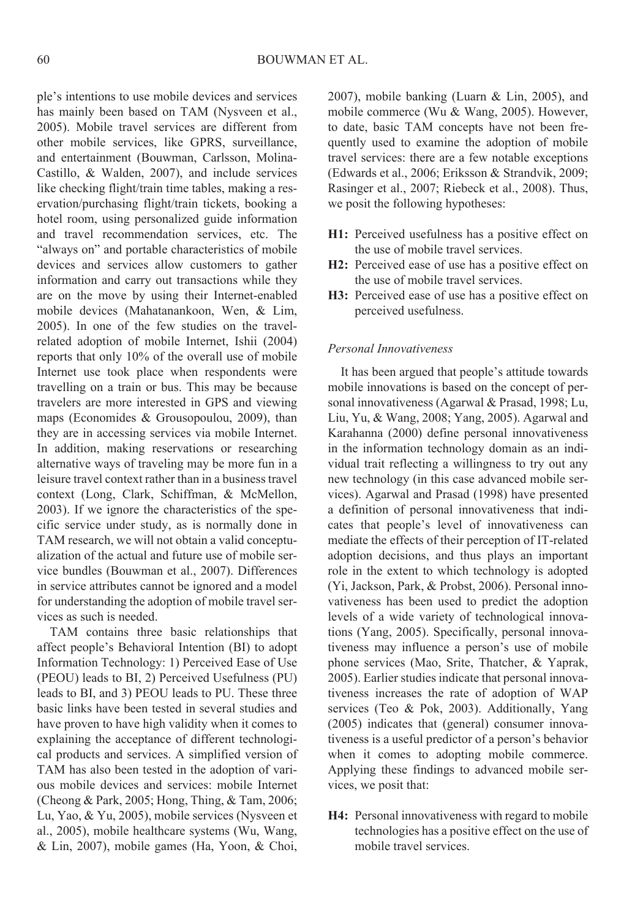ple's intentions to use mobile devices and services has mainly been based on TAM (Nysveen et al., 2005). Mobile travel services are different from other mobile services, like GPRS, surveillance, and entertainment (Bouwman, Carlsson, Molina-Castillo, & Walden, 2007), and include services like checking flight/train time tables, making a reservation/purchasing flight/train tickets, booking a hotel room, using personalized guide information and travel recommendation services, etc. The "always on" and portable characteristics of mobile devices and services allow customers to gather information and carry out transactions while they are on the move by using their Internet-enabled mobile devices (Mahatanankoon, Wen, & Lim, 2005). In one of the few studies on the travel-related adoption of mobile Internet, Ishii (2004) reports that only 10% of the overall use of mobile Internet use took place when respondents were travelling on a train or bus. This may be because travelers are more interested in GPS and viewing maps (Economides & Grousopoulou, 2009), than they are in accessing services via mobile Internet. In addition, making reservations or researching alternative ways of traveling may be more fun in a leisure travel context rather than in a business travel context (Long, Clark, Schiffman, & McMellon, 2003). If we ignore the characteristics of the specific service under study, as is normally done in TAM research, we will not obtain a valid conceptualization of the actual and future use of mobile service bundles (Bouwman et al., 2007). Differences in service attributes cannot be ignored and a model for understanding the adoption of mobile travel services as such is needed.

TAM contains three basic relationships that affect people's Behavioral Intention (BI) to adopt Information Technology: 1) Perceived Ease of Use (PEOU) leads to BI, 2) Perceived Usefulness (PU) leads to BI, and 3) PEOU leads to PU. These three basic links have been tested in several studies and have proven to have high validity when it comes to explaining the acceptance of different technological products and services. A simplified version of TAM has also been tested in the adoption of various mobile devices and services: mobile Internet (Cheong & Park, 2005; Hong, Thing, & Tam, 2006; Lu, Yao, & Yu, 2005), mobile services (Nysveen et al., 2005), mobile healthcare systems (Wu, Wang, & Lin, 2007), mobile games (Ha, Yoon, & Choi, 2007), mobile banking (Luarn & Lin, 2005), and mobile commerce (Wu & Wang, 2005). However, to date, basic TAM concepts have not been frequently used to examine the adoption of mobile travel services: there are a few notable exceptions (Edwards et al., 2006; Eriksson & Strandvik, 2009; Rasinger et al., 2007; Riebeck et al., 2008). Thus, we posit the following hypotheses:

**H1:** Perceived usefulness has a positive effect on the use of mobile travel services.

**H2:** Perceived ease of use has a positive effect on the use of mobile travel services.

**H3:** Perceived ease of use has a positive effect on perceived usefulness.

### *Personal Innovativeness*

It has been argued that people's attitude towards mobile innovations is based on the concept of personal innovativeness (Agarwal & Prasad, 1998; Lu, Liu, Yu, & Wang, 2008; Yang, 2005). Agarwal and Karahanna (2000) define personal innovativeness in the information technology domain as an individual trait reflecting a willingness to try out any new technology (in this case advanced mobile services). Agarwal and Prasad (1998) have presented a definition of personal innovativeness that indicates that people's level of innovativeness can mediate the effects of their perception of IT-related adoption decisions, and thus plays an important role in the extent to which technology is adopted (Yi, Jackson, Park, & Probst, 2006). Personal innovativeness has been used to predict the adoption levels of a wide variety of technological innovations (Yang, 2005). Specifically, personal innovativeness may influence a person's use of mobile phone services (Mao, Srite, Thatcher, & Yaprak, 2005). Earlier studies indicate that personal innovativeness increases the rate of adoption of WAP services (Teo & Pok, 2003). Additionally, Yang (2005) indicates that (general) consumer innovativeness is a useful predictor of a person's behavior when it comes to adopting mobile commerce. Applying these findings to advanced mobile services, we posit that:

**H4:** Personal innovativeness with regard to mobile technologies has a positive effect on the use of mobile travel services.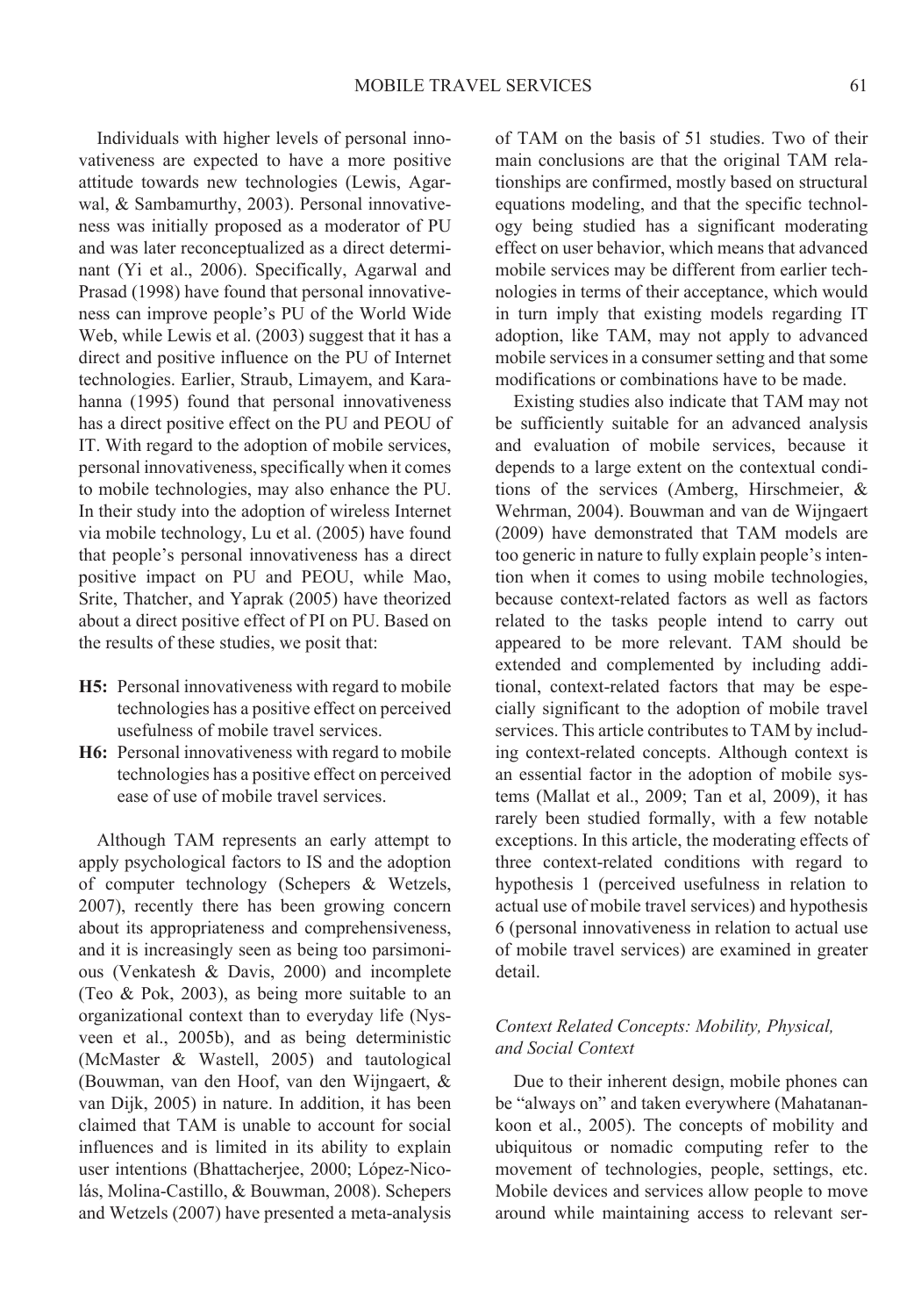Individuals with higher levels of personal innovativeness are expected to have a more positive attitude towards new technologies (Lewis, Agarwal, & Sambamurthy, 2003). Personal innovativeness was initially proposed as a moderator of PU and was later reconceptualized as a direct determinant (Yi et al., 2006). Specifically, Agarwal and Prasad (1998) have found that personal innovativeness can improve people's PU of the World Wide Web, while Lewis et al. (2003) suggest that it has a direct and positive influence on the PU of Internet technologies. Earlier, Straub, Limayem, and Karahanna (1995) found that personal innovativeness has a direct positive effect on the PU and PEOU of IT. With regard to the adoption of mobile services, personal innovativeness, specifically when it comes to mobile technologies, may also enhance the PU. In their study into the adoption of wireless Internet via mobile technology, Lu et al. (2005) have found that people's personal innovativeness has a direct positive impact on PU and PEOU, while Mao, Srite, Thatcher, and Yaprak (2005) have theorized about a direct positive effect of PI on PU. Based on the results of these studies, we posit that:

- **H5:** Personal innovativeness with regard to mobile technologies has a positive effect on perceived usefulness of mobile travel services.
- **H6:** Personal innovativeness with regard to mobile technologies has a positive effect on perceived ease of use of mobile travel services.

Although TAM represents an early attempt to apply psychological factors to IS and the adoption of computer technology (Schepers & Wetzels, 2007), recently there has been growing concern about its appropriateness and comprehensiveness, and it is increasingly seen as being too parsimonious (Venkatesh & Davis, 2000) and incomplete (Teo & Pok, 2003), as being more suitable to an organizational context than to everyday life (Nysveen et al., 2005b), and as being deterministic (McMaster & Wastell, 2005) and tautological (Bouwman, van den Hoof, van den Wijngaert, & van Dijk, 2005) in nature. In addition, it has been claimed that TAM is unable to account for social influences and is limited in its ability to explain user intentions (Bhattacherjee, 2000; López-Nicolás, Molina-Castillo, & Bouwman, 2008). Schepers and Wetzels (2007) have presented a meta-analysis of TAM on the basis of 51 studies. Two of their main conclusions are that the original TAM relationships are confirmed, mostly based on structural equations modeling, and that the specific technology being studied has a significant moderating effect on user behavior, which means that advanced mobile services may be different from earlier technologies in terms of their acceptance, which would in turn imply that existing models regarding IT adoption, like TAM, may not apply to advanced mobile services in a consumer setting and that some modifications or combinations have to be made.

Existing studies also indicate that TAM may not be sufficiently suitable for an advanced analysis and evaluation of mobile services, because it depends to a large extent on the contextual conditions of the services (Amberg, Hirschmeier, & Wehrman, 2004). Bouwman and van de Wijngaert (2009) have demonstrated that TAM models are too generic in nature to fully explain people's intention when it comes to using mobile technologies, because context-related factors as well as factors related to the tasks people intend to carry out appeared to be more relevant. TAM should be extended and complemented by including additional, context-related factors that may be especially significant to the adoption of mobile travel services. This article contributes to TAM by including context-related concepts. Although context is an essential factor in the adoption of mobile systems (Mallat et al., 2009; Tan et al, 2009), it has rarely been studied formally, with a few notable exceptions. In this article, the moderating effects of three context-related conditions with regard to hypothesis 1 (perceived usefulness in relation to actual use of mobile travel services) and hypothesis 6 (personal innovativeness in relation to actual use of mobile travel services) are examined in greater detail.

### *Context Related Concepts: Mobility, Physical, and Social Context*

Due to their inherent design, mobile phones can be "always on" and taken everywhere (Mahatanankoon et al., 2005). The concepts of mobility and ubiquitous or nomadic computing refer to the movement of technologies, people, settings, etc. Mobile devices and services allow people to move around while maintaining access to relevant ser-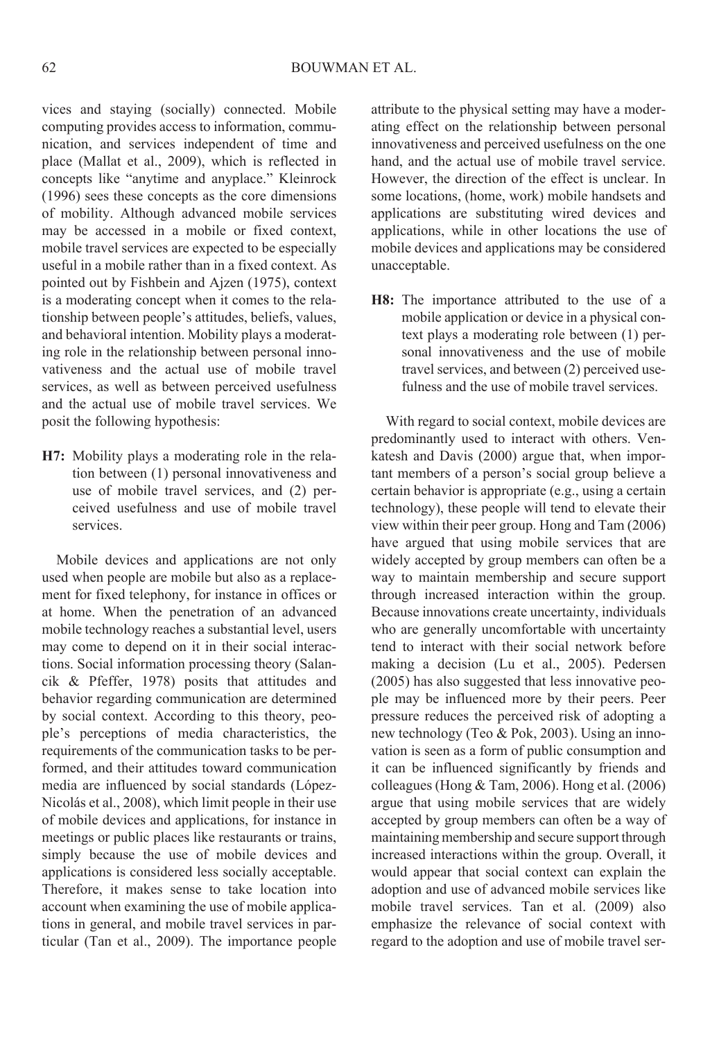vices and staying (socially) connected. Mobile computing provides access to information, communication, and services independent of time and place (Mallat et al., 2009), which is reflected in concepts like "anytime and anyplace." Kleinrock (1996) sees these concepts as the core dimensions of mobility. Although advanced mobile services may be accessed in a mobile or fixed context, mobile travel services are expected to be especially useful in a mobile rather than in a fixed context. As pointed out by Fishbein and Ajzen (1975), context is a moderating concept when it comes to the relationship between people's attitudes, beliefs, values, and behavioral intention. Mobility plays a moderating role in the relationship between personal innovativeness and the actual use of mobile travel services, as well as between perceived usefulness and the actual use of mobile travel services. We posit the following hypothesis:

**H7:** Mobility plays a moderating role in the relation between (1) personal innovativeness and use of mobile travel services, and (2) perceived usefulness and use of mobile travel services.

Mobile devices and applications are not only used when people are mobile but also as a replacement for fixed telephony, for instance in offices or at home. When the penetration of an advanced mobile technology reaches a substantial level, users may come to depend on it in their social interactions. Social information processing theory (Salancik & Pfeffer, 1978) posits that attitudes and behavior regarding communication are determined by social context. According to this theory, people's perceptions of media characteristics, the requirements of the communication tasks to be performed, and their attitudes toward communication media are influenced by social standards (López-Nicolás et al., 2008), which limit people in their use of mobile devices and applications, for instance in meetings or public places like restaurants or trains, simply because the use of mobile devices and applications is considered less socially acceptable. Therefore, it makes sense to take location into account when examining the use of mobile applications in general, and mobile travel services in particular (Tan et al., 2009). The importance people attribute to the physical setting may have a moderating effect on the relationship between personal innovativeness and perceived usefulness on the one hand, and the actual use of mobile travel service. However, the direction of the effect is unclear. In some locations, (home, work) mobile handsets and applications are substituting wired devices and applications, while in other locations the use of mobile devices and applications may be considered unacceptable.

**H8:** The importance attributed to the use of a mobile application or device in a physical context plays a moderating role between (1) personal innovativeness and the use of mobile travel services, and between (2) perceived usefulness and the use of mobile travel services.

With regard to social context, mobile devices are predominantly used to interact with others. Venkatesh and Davis (2000) argue that, when important members of a person's social group believe a certain behavior is appropriate (e.g., using a certain technology), these people will tend to elevate their view within their peer group. Hong and Tam (2006) have argued that using mobile services that are widely accepted by group members can often be a way to maintain membership and secure support through increased interaction within the group. Because innovations create uncertainty, individuals who are generally uncomfortable with uncertainty tend to interact with their social network before making a decision (Lu et al., 2005). Pedersen (2005) has also suggested that less innovative people may be influenced more by their peers. Peer pressure reduces the perceived risk of adopting a new technology (Teo & Pok, 2003). Using an innovation is seen as a form of public consumption and it can be influenced significantly by friends and colleagues (Hong & Tam, 2006). Hong et al. (2006) argue that using mobile services that are widely accepted by group members can often be a way of maintaining membership and secure support through increased interactions within the group. Overall, it would appear that social context can explain the adoption and use of advanced mobile services like mobile travel services. Tan et al. (2009) also emphasize the relevance of social context with regard to the adoption and use of mobile travel ser-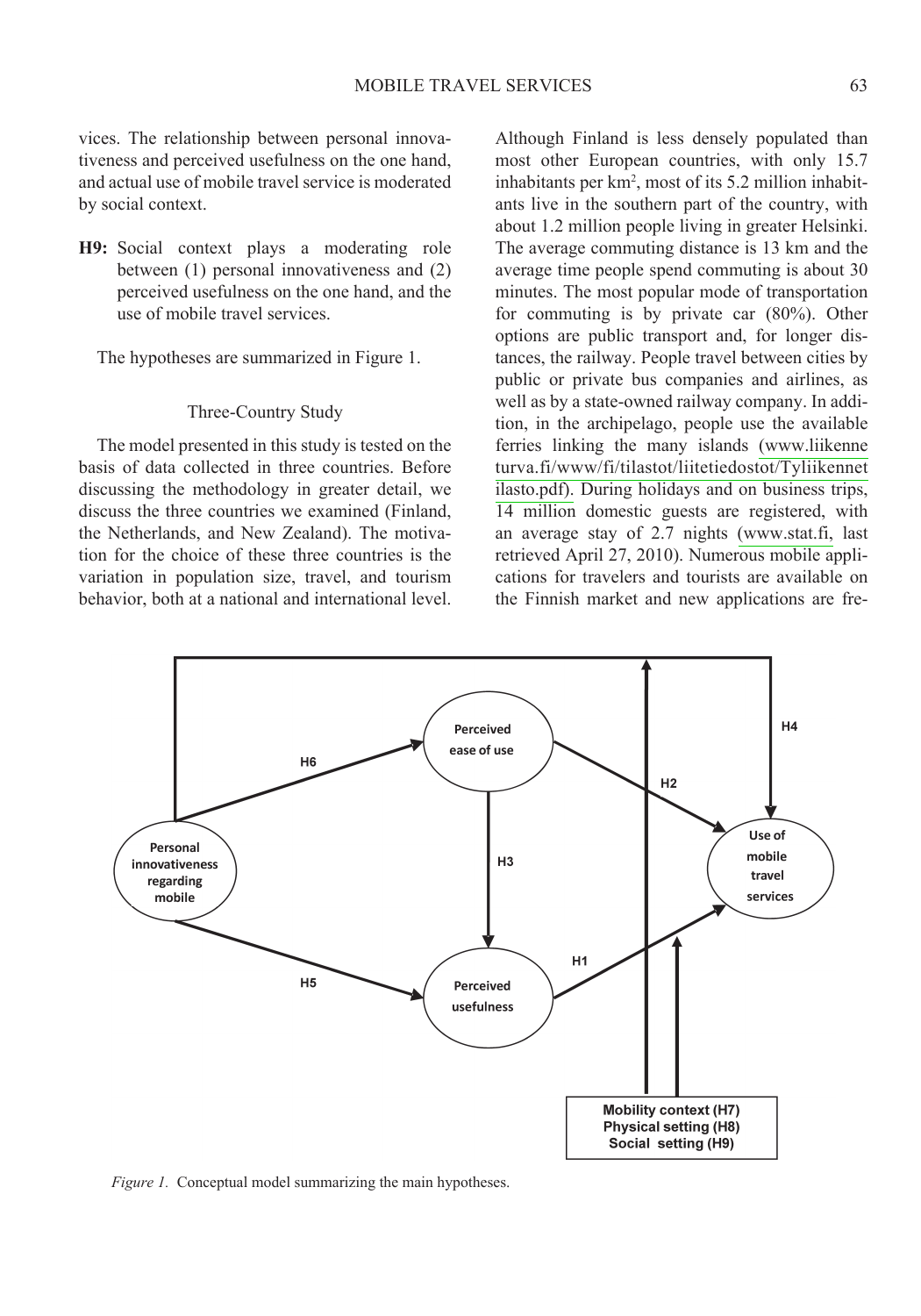vices. The relationship between personal innovativeness and perceived usefulness on the one hand, and actual use of mobile travel service is moderated by social context.

**H9:** Social context plays a moderating role between (1) personal innovativeness and (2) perceived usefulness on the one hand, and the use of mobile travel services.

The hypotheses are summarized in Figure 1.

## Three-Country Study

The model presented in this study is tested on the basis of data collected in three countries. Before discussing the methodology in greater detail, we discuss the three countries we examined (Finland, the Netherlands, and New Zealand). The motivation for the choice of these three countries is the variation in population size, travel, and tourism behavior, both at a national and international level. Although Finland is less densely populated than most other European countries, with only 15.7 inhabitants per km$^2$, most of its 5.2 million inhabitants live in the southern part of the country, with about 1.2 million people living in greater Helsinki. The average commuting distance is 13 km and the average time people spend commuting is about 30 minutes. The most popular mode of transportation for commuting is by private car (80%). Other options are public transport and, for longer distances, the railway. People travel between cities by public or private bus companies and airlines, as well as by a state-owned railway company. In addition, in the archipelago, people use the available ferries linking the many islands (www.liikenneturva.fi/www/fi/tilastot/liitetiedostot/Tyliikennetilasto.pdf). During holidays and on business trips, 14 million domestic guests are registered, with an average stay of 2.7 nights (www.stat.fi, last retrieved April 27, 2010). Numerous mobile applications for travelers and tourists are available on the Finnish market and new applications are fre-

*Figure 1.* Conceptual model summarizing the main hypotheses.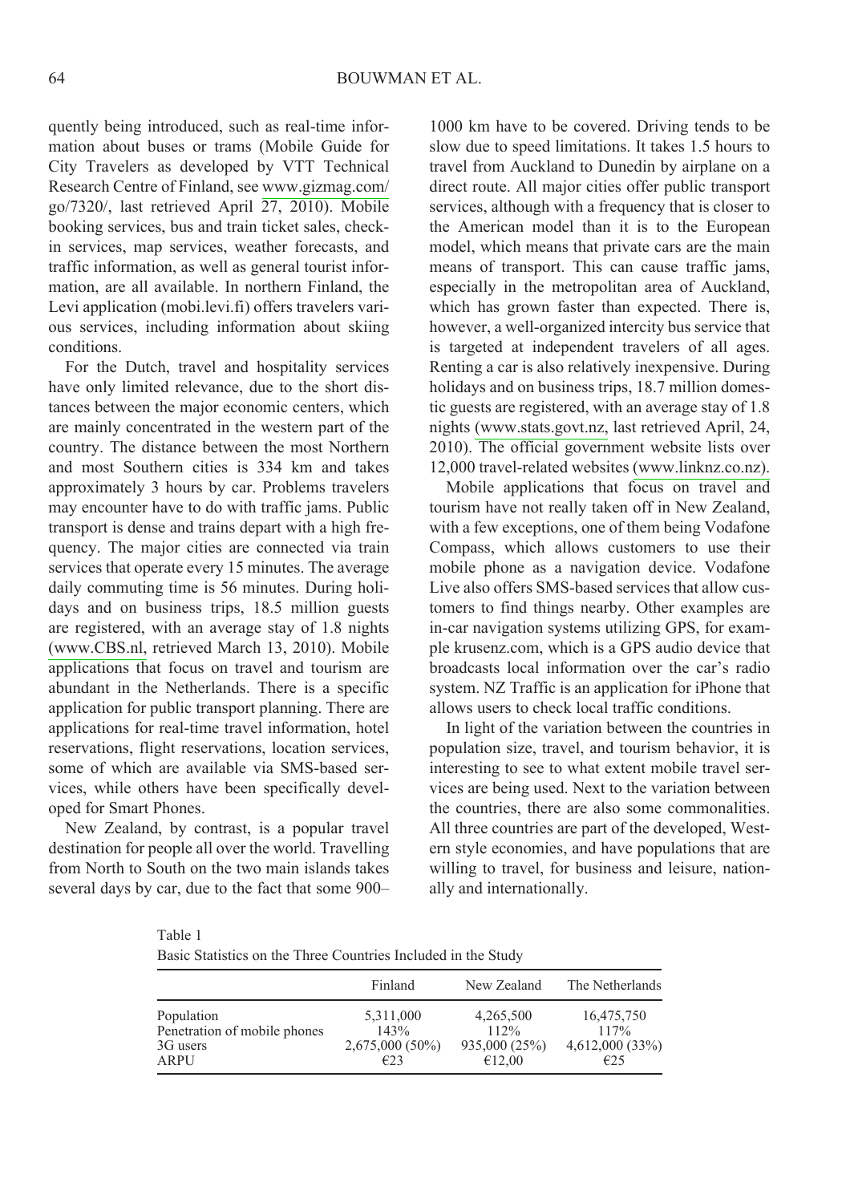quently being introduced, such as real-time information about buses or trams (Mobile Guide for City Travelers as developed by VTT Technical Research Centre of Finland, see www.gizmag.com/go/7320/, last retrieved April 27, 2010). Mobile booking services, bus and train ticket sales, check-in services, map services, weather forecasts, and traffic information, as well as general tourist information, are all available. In northern Finland, the Levi application (mobi.levi.fi) offers travelers various services, including information about skiing conditions.

For the Dutch, travel and hospitality services have only limited relevance, due to the short distances between the major economic centers, which are mainly concentrated in the western part of the country. The distance between the most Northern and most Southern cities is 334 km and takes approximately 3 hours by car. Problems travelers may encounter have to do with traffic jams. Public transport is dense and trains depart with a high frequency. The major cities are connected via train services that operate every 15 minutes. The average daily commuting time is 56 minutes. During holidays and on business trips, 18.5 million guests are registered, with an average stay of 1.8 nights (www.CBS.nl, retrieved March 13, 2010). Mobile applications that focus on travel and tourism are abundant in the Netherlands. There is a specific application for public transport planning. There are applications for real-time travel information, hotel reservations, flight reservations, location services, some of which are available via SMS-based services, while others have been specifically developed for Smart Phones.

New Zealand, by contrast, is a popular travel destination for people all over the world. Travelling from North to South on the two main islands takes several days by car, due to the fact that some 900–1000 km have to be covered. Driving tends to be slow due to speed limitations. It takes 1.5 hours to travel from Auckland to Dunedin by airplane on a direct route. All major cities offer public transport services, although with a frequency that is closer to the American model than it is to the European model, which means that private cars are the main means of transport. This can cause traffic jams, especially in the metropolitan area of Auckland, which has grown faster than expected. There is, however, a well-organized intercity bus service that is targeted at independent travelers of all ages. Renting a car is also relatively inexpensive. During holidays and on business trips, 18.7 million domestic guests are registered, with an average stay of 1.8 nights (www.stats.govt.nz, last retrieved April, 24, 2010). The official government website lists over 12,000 travel-related websites (www.linknz.co.nz).

Mobile applications that focus on travel and tourism have not really taken off in New Zealand, with a few exceptions, one of them being Vodafone Compass, which allows customers to use their mobile phone as a navigation device. Vodafone Live also offers SMS-based services that allow customers to find things nearby. Other examples are in-car navigation systems utilizing GPS, for example krusenz.com, which is a GPS audio device that broadcasts local information over the car's radio system. NZ Traffic is an application for iPhone that allows users to check local traffic conditions.

In light of the variation between the countries in population size, travel, and tourism behavior, it is interesting to see to what extent mobile travel services are being used. Next to the variation between the countries, there are also some commonalities. All three countries are part of the developed, Western style economies, and have populations that are willing to travel, for business and leisure, nationally and internationally.

Table 1
Basic Statistics on the Three Countries Included in the Study

| | Finland | New Zealand | The Netherlands |
|---|---|---|---|
| Population | 5,311,000 | 4,265,500 | 16,475,750 |
| Penetration of mobile phones | 143% | 112% | 117% |
| 3G users | 2,675,000 (50%) | 935,000 (25%) | 4,612,000 (33%) |
| ARPU | €23 | €12,00 | €25 |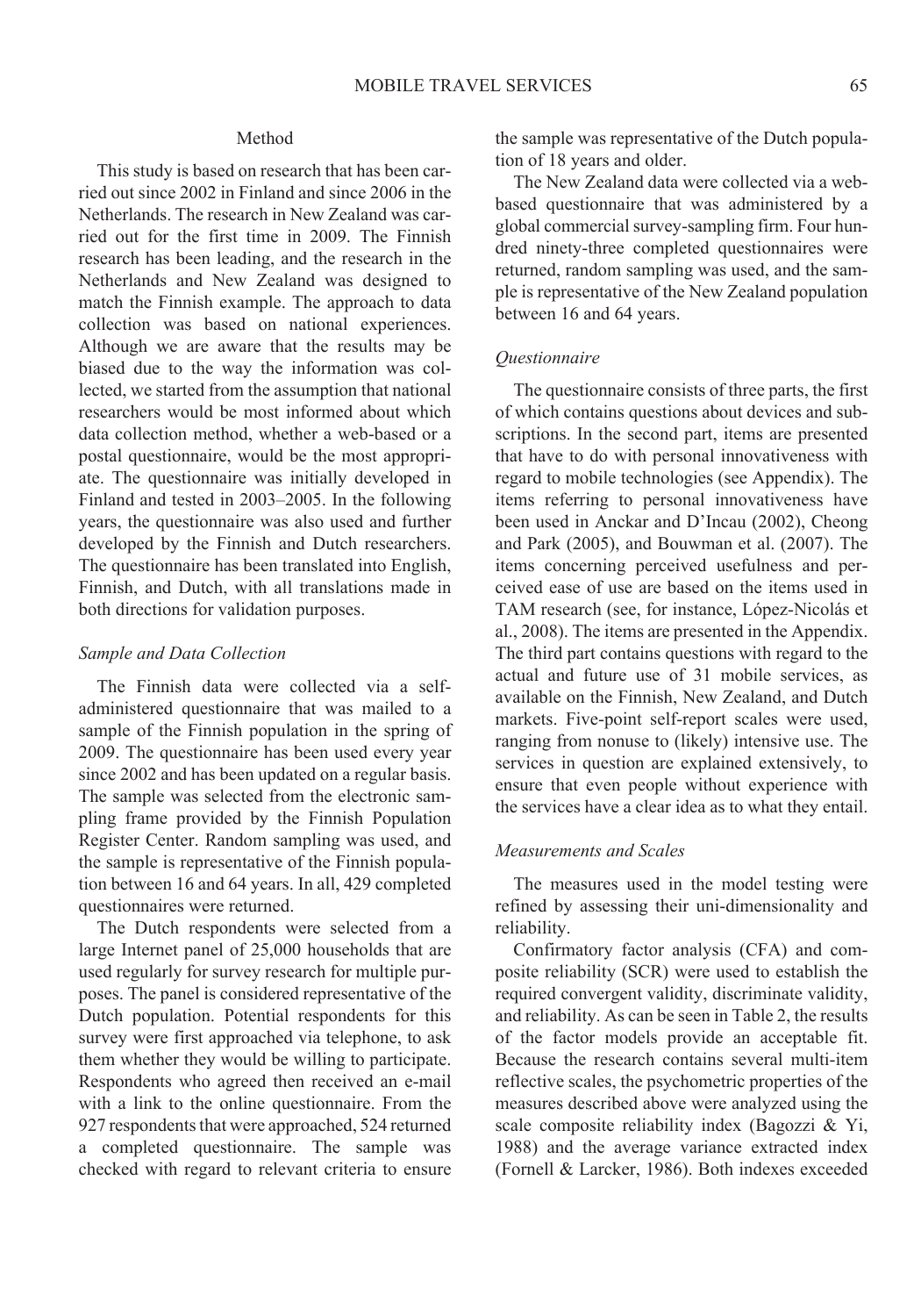## Method

This study is based on research that has been carried out since 2002 in Finland and since 2006 in the Netherlands. The research in New Zealand was carried out for the first time in 2009. The Finnish research has been leading, and the research in the Netherlands and New Zealand was designed to match the Finnish example. The approach to data collection was based on national experiences. Although we are aware that the results may be biased due to the way the information was collected, we started from the assumption that national researchers would be most informed about which data collection method, whether a web-based or a postal questionnaire, would be the most appropriate. The questionnaire was initially developed in Finland and tested in 2003–2005. In the following years, the questionnaire was also used and further developed by the Finnish and Dutch researchers. The questionnaire has been translated into English, Finnish, and Dutch, with all translations made in both directions for validation purposes.

### *Sample and Data Collection*

The Finnish data were collected via a self-administered questionnaire that was mailed to a sample of the Finnish population in the spring of 2009. The questionnaire has been used every year since 2002 and has been updated on a regular basis. The sample was selected from the electronic sampling frame provided by the Finnish Population Register Center. Random sampling was used, and the sample is representative of the Finnish population between 16 and 64 years. In all, 429 completed questionnaires were returned.

The Dutch respondents were selected from a large Internet panel of 25,000 households that are used regularly for survey research for multiple purposes. The panel is considered representative of the Dutch population. Potential respondents for this survey were first approached via telephone, to ask them whether they would be willing to participate. Respondents who agreed then received an e-mail with a link to the online questionnaire. From the 927 respondents that were approached, 524 returned a completed questionnaire. The sample was checked with regard to relevant criteria to ensure the sample was representative of the Dutch population of 18 years and older.

The New Zealand data were collected via a web-based questionnaire that was administered by a global commercial survey-sampling firm. Four hundred ninety-three completed questionnaires were returned, random sampling was used, and the sample is representative of the New Zealand population between 16 and 64 years.

### *Questionnaire*

The questionnaire consists of three parts, the first of which contains questions about devices and subscriptions. In the second part, items are presented that have to do with personal innovativeness with regard to mobile technologies (see Appendix). The items referring to personal innovativeness have been used in Anckar and D'Incau (2002), Cheong and Park (2005), and Bouwman et al. (2007). The items concerning perceived usefulness and perceived ease of use are based on the items used in TAM research (see, for instance, López-Nicolás et al., 2008). The items are presented in the Appendix. The third part contains questions with regard to the actual and future use of 31 mobile services, as available on the Finnish, New Zealand, and Dutch markets. Five-point self-report scales were used, ranging from nonuse to (likely) intensive use. The services in question are explained extensively, to ensure that even people without experience with the services have a clear idea as to what they entail.

### *Measurements and Scales*

The measures used in the model testing were refined by assessing their uni-dimensionality and reliability.

Confirmatory factor analysis (CFA) and composite reliability (SCR) were used to establish the required convergent validity, discriminate validity, and reliability. As can be seen in Table 2, the results of the factor models provide an acceptable fit. Because the research contains several multi-item reflective scales, the psychometric properties of the measures described above were analyzed using the scale composite reliability index (Bagozzi & Yi, 1988) and the average variance extracted index (Fornell & Larcker, 1986). Both indexes exceeded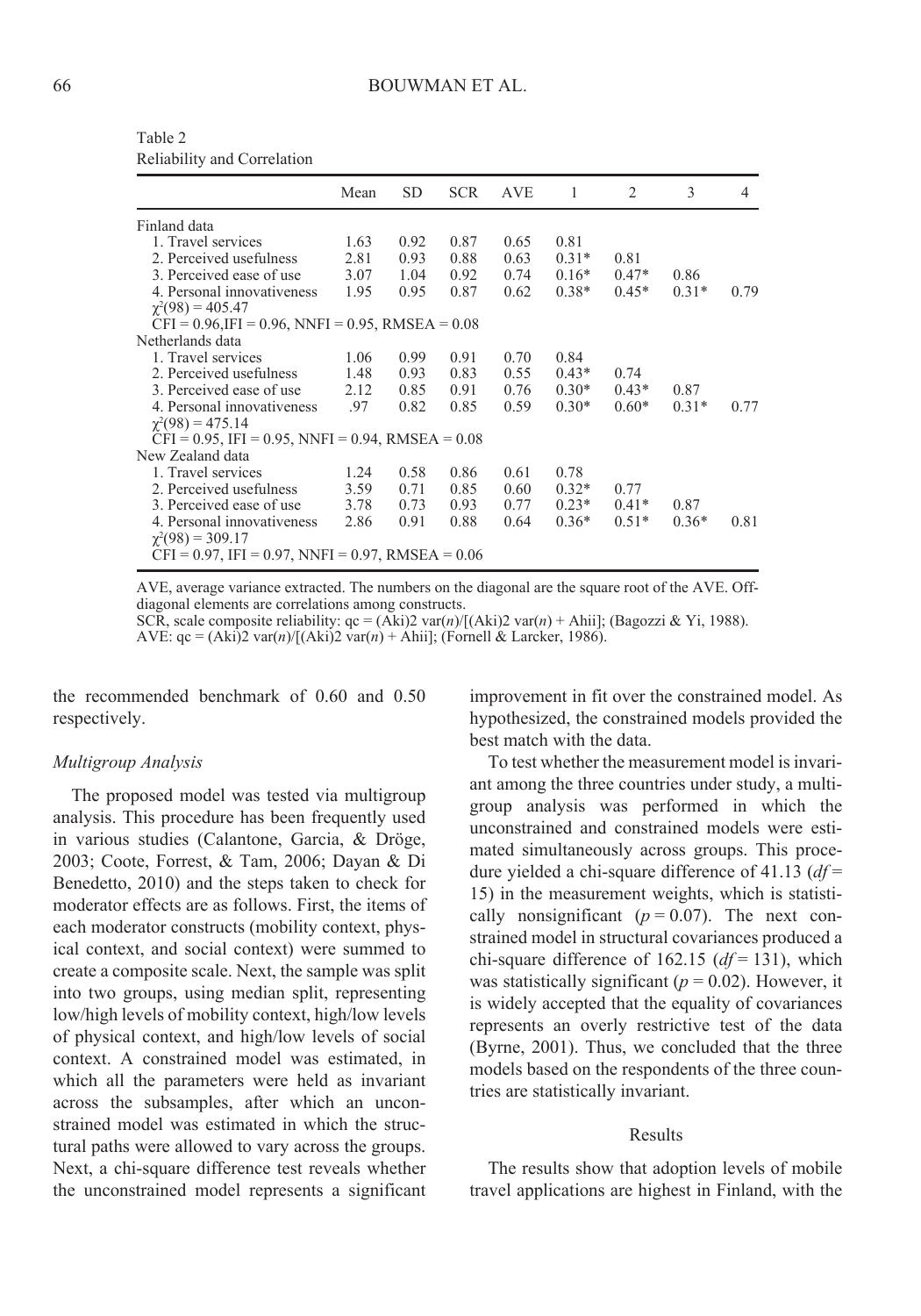Table 2
Reliability and Correlation

| | Mean | SD | SCR | AVE | 1 | 2 | 3 | 4 |
|---|---|---|---|---|---|---|---|---|
| Finland data | | | | | | | | |
| 1. Travel services | 1.63 | 0.92 | 0.87 | 0.65 | 0.81 | | | |
| 2. Perceived usefulness | 2.81 | 0.93 | 0.88 | 0.63 | 0.31* | 0.81 | | |
| 3. Perceived ease of use | 3.07 | 1.04 | 0.92 | 0.74 | 0.16* | 0.47* | 0.86 | |
| 4. Personal innovativeness | 1.95 | 0.95 | 0.87 | 0.62 | 0.38* | 0.45* | 0.31* | 0.79 |
| $\chi^2(98) = 405.47$ | | | | | | | | |
| CFI = 0.96,IFI = 0.96, NNFI = 0.95, RMSEA = 0.08 | | | | | | | | |
| Netherlands data | | | | | | | | |
| 1. Travel services | 1.06 | 0.99 | 0.91 | 0.70 | 0.84 | | | |
| 2. Perceived usefulness | 1.48 | 0.93 | 0.83 | 0.55 | 0.43* | 0.74 | | |
| 3. Perceived ease of use | 2.12 | 0.85 | 0.91 | 0.76 | 0.30* | 0.43* | 0.87 | |
| 4. Personal innovativeness | .97 | 0.82 | 0.85 | 0.59 | 0.30* | 0.60* | 0.31* | 0.77 |
| $\chi^2(98) = 475.14$ | | | | | | | | |
| CFI = 0.95, IFI = 0.95, NNFI = 0.94, RMSEA = 0.08 | | | | | | | | |
| New Zealand data | | | | | | | | |
| 1. Travel services | 1.24 | 0.58 | 0.86 | 0.61 | 0.78 | | | |
| 2. Perceived usefulness | 3.59 | 0.71 | 0.85 | 0.60 | 0.32* | 0.77 | | |
| 3. Perceived ease of use | 3.78 | 0.73 | 0.93 | 0.77 | 0.23* | 0.41* | 0.87 | |
| 4. Personal innovativeness | 2.86 | 0.91 | 0.88 | 0.64 | 0.36* | 0.51* | 0.36* | 0.81 |
| $\chi^2(98) = 309.17$ | | | | | | | | |
| CFI = 0.97, IFI = 0.97, NNFI = 0.97, RMSEA = 0.06 | | | | | | | | |

AVE, average variance extracted. The numbers on the diagonal are the square root of the AVE. Off-diagonal elements are correlations among constructs.
SCR, scale composite reliability: qc = (Aki)2 var(*n*)/[(Aki)2 var(*n*) + Ahii]; (Bagozzi & Yi, 1988).
AVE: qc = (Aki)2 var(*n*)/[(Aki)2 var(*n*) + Ahii]; (Fornell & Larcker, 1986).

the recommended benchmark of 0.60 and 0.50 respectively.

### *Multigroup Analysis*

The proposed model was tested via multigroup analysis. This procedure has been frequently used in various studies (Calantone, Garcia, & Dröge, 2003; Coote, Forrest, & Tam, 2006; Dayan & Di Benedetto, 2010) and the steps taken to check for moderator effects are as follows. First, the items of each moderator constructs (mobility context, physical context, and social context) were summed to create a composite scale. Next, the sample was split into two groups, using median split, representing low/high levels of mobility context, high/low levels of physical context, and high/low levels of social context. A constrained model was estimated, in which all the parameters were held as invariant across the subsamples, after which an unconstrained model was estimated in which the structural paths were allowed to vary across the groups. Next, a chi-square difference test reveals whether the unconstrained model represents a significant improvement in fit over the constrained model. As hypothesized, the constrained models provided the best match with the data.

To test whether the measurement model is invariant among the three countries under study, a multigroup analysis was performed in which the unconstrained and constrained models were estimated simultaneously across groups. This procedure yielded a chi-square difference of 41.13 ($df = 15$) in the measurement weights, which is statistically nonsignificant ($p = 0.07$). The next constrained model in structural covariances produced a chi-square difference of 162.15 ($df = 131$), which was statistically significant ($p = 0.02$). However, it is widely accepted that the equality of covariances represents an overly restrictive test of the data (Byrne, 2001). Thus, we concluded that the three models based on the respondents of the three countries are statistically invariant.

## Results

The results show that adoption levels of mobile travel applications are highest in Finland, with the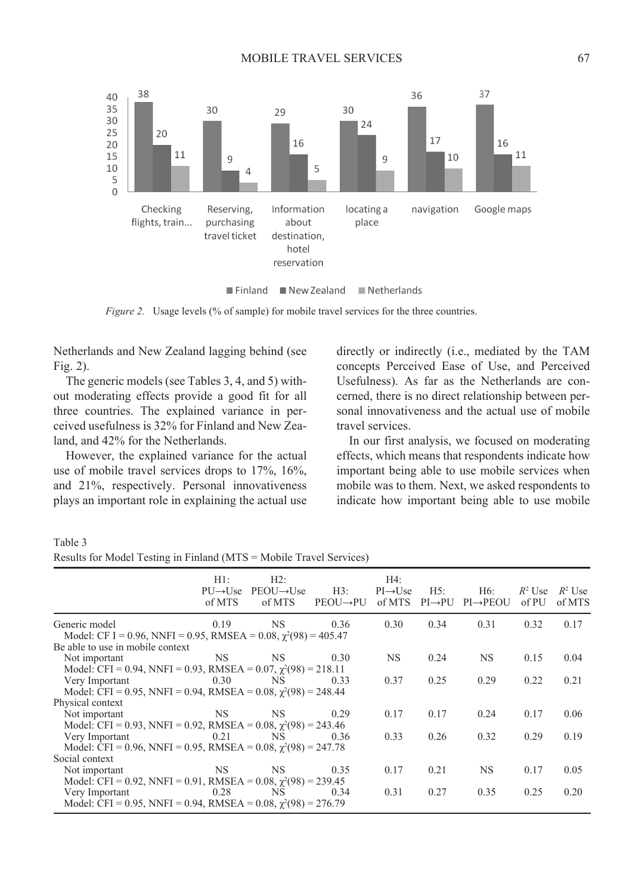Netherlands and New Zealand lagging behind (see Fig. 2).

The generic models (see Tables 3, 4, and 5) without moderating effects provide a good fit for all three countries. The explained variance in perceived usefulness is 32% for Finland and New Zealand, and 42% for the Netherlands.

However, the explained variance for the actual use of mobile travel services drops to 17%, 16%, and 21%, respectively. Personal innovativeness plays an important role in explaining the actual use directly or indirectly (i.e., mediated by the TAM concepts Perceived Ease of Use, and Perceived Usefulness). As far as the Netherlands are concerned, there is no direct relationship between personal innovativeness and the actual use of mobile travel services.

In our first analysis, we focused on moderating effects, which means that respondents indicate how important being able to use mobile services when mobile was to them. Next, we asked respondents to indicate how important being able to use mobile

*Figure 2.* Usage levels (% of sample) for mobile travel services for the three countries.

Table 3
Results for Model Testing in Finland (MTS = Mobile Travel Services)

| | H1: PU→Use of MTS | H2: PEOU→Use of MTS | H3: PEOU→PU | H4: PI→Use of MTS | H5: PI→PU | H6: PI→PEOU | $R^2$ Use of PU | $R^2$ Use of MTS |
|---|---|---|---|---|---|---|---|---|
| Generic model | 0.19 | NS | 0.36 | 0.30 | 0.34 | 0.31 | 0.32 | 0.17 |
| Model: CF I = 0.96, NNFI = 0.95, RMSEA = 0.08, $\chi^2(98) = 405.47$ | | | | | | | | |
| Be able to use in mobile context | | | | | | | | |
| Not important | NS | NS | 0.30 | NS | 0.24 | NS | 0.15 | 0.04 |
| Model: CFI = 0.94, NNFI = 0.93, RMSEA = 0.07, $\chi^2(98) = 218.11$ | | | | | | | | |
| Very Important | 0.30 | NS | 0.33 | 0.37 | 0.25 | 0.29 | 0.22 | 0.21 |
| Model: CFI = 0.95, NNFI = 0.94, RMSEA = 0.08, $\chi^2(98) = 248.44$ | | | | | | | | |
| Physical context | | | | | | | | |
| Not important | NS | NS | 0.29 | 0.17 | 0.17 | 0.24 | 0.17 | 0.06 |
| Model: CFI = 0.93, NNFI = 0.92, RMSEA = 0.08, $\chi^2(98) = 243.46$ | | | | | | | | |
| Very Important | 0.21 | NS | 0.36 | 0.33 | 0.26 | 0.32 | 0.29 | 0.19 |
| Model: CFI = 0.96, NNFI = 0.95, RMSEA = 0.08, $\chi^2(98) = 247.78$ | | | | | | | | |
| Social context | | | | | | | | |
| Not important | NS | NS | 0.35 | 0.17 | 0.21 | NS | 0.17 | 0.05 |
| Model: CFI = 0.92, NNFI = 0.91, RMSEA = 0.08, $\chi^2(98) = 239.45$ | | | | | | | | |
| Very Important | 0.28 | NS | 0.34 | 0.31 | 0.27 | 0.35 | 0.25 | 0.20 |
| Model: CFI = 0.95, NNFI = 0.94, RMSEA = 0.08, $\chi^2(98) = 276.79$ | | | | | | | | |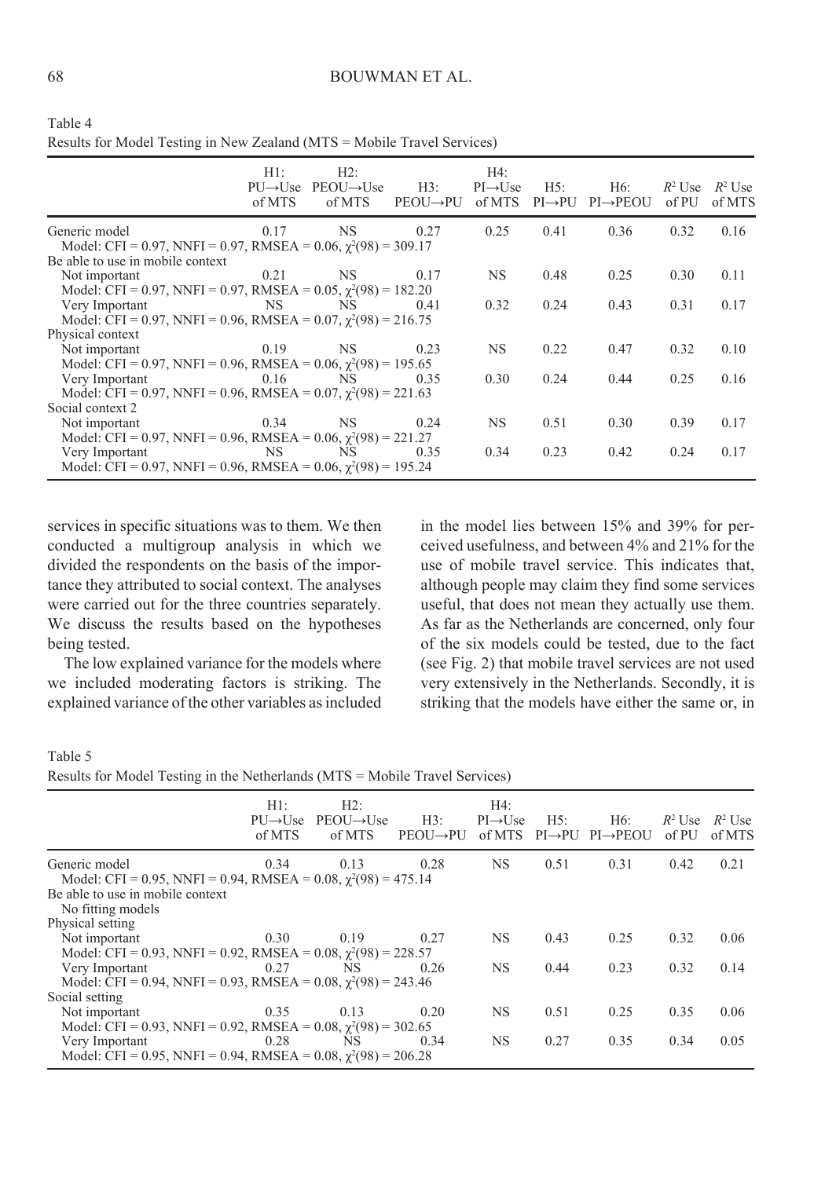Table 4
Results for Model Testing in New Zealand (MTS = Mobile Travel Services)

| | H1: PU→Use of MTS | H2: PEOU→Use of MTS | H3: PEOU→PU | H4: PI→Use of MTS | H5: PI→PU | H6: PI→PEOU | $R^2$ Use of PU | $R^2$ Use of MTS |
|---|---|---|---|---|---|---|---|---|
| Generic model | 0.17 | NS | 0.27 | 0.25 | 0.41 | 0.36 | 0.32 | 0.16 |
| Model: CFI = 0.97, NNFI = 0.97, RMSEA = 0.06, $\chi^2(98)$ = 309.17 | | | | | | | | |
| Be able to use in mobile context | | | | | | | | |
| Not important | 0.21 | NS | 0.17 | NS | 0.48 | 0.25 | 0.30 | 0.11 |
| Model: CFI = 0.97, NNFI = 0.97, RMSEA = 0.05, $\chi^2(98)$ = 182.20 | | | | | | | | |
| Very Important | NS | NS | 0.41 | 0.32 | 0.24 | 0.43 | 0.31 | 0.17 |
| Model: CFI = 0.97, NNFI = 0.96, RMSEA = 0.07, $\chi^2(98)$ = 216.75 | | | | | | | | |
| Physical context | | | | | | | | |
| Not important | 0.19 | NS | 0.23 | NS | 0.22 | 0.47 | 0.32 | 0.10 |
| Model: CFI = 0.97, NNFI = 0.96, RMSEA = 0.06, $\chi^2(98)$ = 195.65 | | | | | | | | |
| Very Important | 0.16 | NS | 0.35 | 0.30 | 0.24 | 0.44 | 0.25 | 0.16 |
| Model: CFI = 0.97, NNFI = 0.96, RMSEA = 0.07, $\chi^2(98)$ = 221.63 | | | | | | | | |
| Social context 2 | | | | | | | | |
| Not important | 0.34 | NS | 0.24 | NS | 0.51 | 0.30 | 0.39 | 0.17 |
| Model: CFI = 0.97, NNFI = 0.96, RMSEA = 0.06, $\chi^2(98)$ = 221.27 | | | | | | | | |
| Very Important | NS | NS | 0.35 | 0.34 | 0.23 | 0.42 | 0.24 | 0.17 |
| Model: CFI = 0.97, NNFI = 0.96, RMSEA = 0.06, $\chi^2(98)$ = 195.24 | | | | | | | | |

services in specific situations was to them. We then conducted a multigroup analysis in which we divided the respondents on the basis of the importance they attributed to social context. The analyses were carried out for the three countries separately. We discuss the results based on the hypotheses being tested.

The low explained variance for the models where we included moderating factors is striking. The explained variance of the other variables as included in the model lies between 15% and 39% for perceived usefulness, and between 4% and 21% for the use of mobile travel service. This indicates that, although people may claim they find some services useful, that does not mean they actually use them. As far as the Netherlands are concerned, only four of the six models could be tested, due to the fact (see Fig. 2) that mobile travel services are not used very extensively in the Netherlands. Secondly, it is striking that the models have either the same or, in

Table 5
Results for Model Testing in the Netherlands (MTS = Mobile Travel Services)

| | H1: PU→Use of MTS | H2: PEOU→Use of MTS | H3: PEOU→PU | H4: PI→Use of MTS | H5: PI→PU | H6: PI→PEOU | $R^2$ Use of PU | $R^2$ Use of MTS |
|---|---|---|---|---|---|---|---|---|
| Generic model | 0.34 | 0.13 | 0.28 | NS | 0.51 | 0.31 | 0.42 | 0.21 |
| Model: CFI = 0.95, NNFI = 0.94, RMSEA = 0.08, $\chi^2(98)$ = 475.14 | | | | | | | | |
| Be able to use in mobile context | | | | | | | | |
| No fitting models | | | | | | | | |
| Physical setting | | | | | | | | |
| Not important | 0.30 | 0.19 | 0.27 | NS | 0.43 | 0.25 | 0.32 | 0.06 |
| Model: CFI = 0.93, NNFI = 0.92, RMSEA = 0.08, $\chi^2(98)$ = 228.57 | | | | | | | | |
| Very Important | 0.27 | NS | 0.26 | NS | 0.44 | 0.23 | 0.32 | 0.14 |
| Model: CFI = 0.94, NNFI = 0.93, RMSEA = 0.08, $\chi^2(98)$ = 243.46 | | | | | | | | |
| Social setting | | | | | | | | |
| Not important | 0.35 | 0.13 | 0.20 | NS | 0.51 | 0.25 | 0.35 | 0.06 |
| Model: CFI = 0.93, NNFI = 0.92, RMSEA = 0.08, $\chi^2(98)$ = 302.65 | | | | | | | | |
| Very Important | 0.28 | NS | 0.34 | NS | 0.27 | 0.35 | 0.34 | 0.05 |
| Model: CFI = 0.95, NNFI = 0.94, RMSEA = 0.08, $\chi^2(98)$ = 206.28 | | | | | | | | |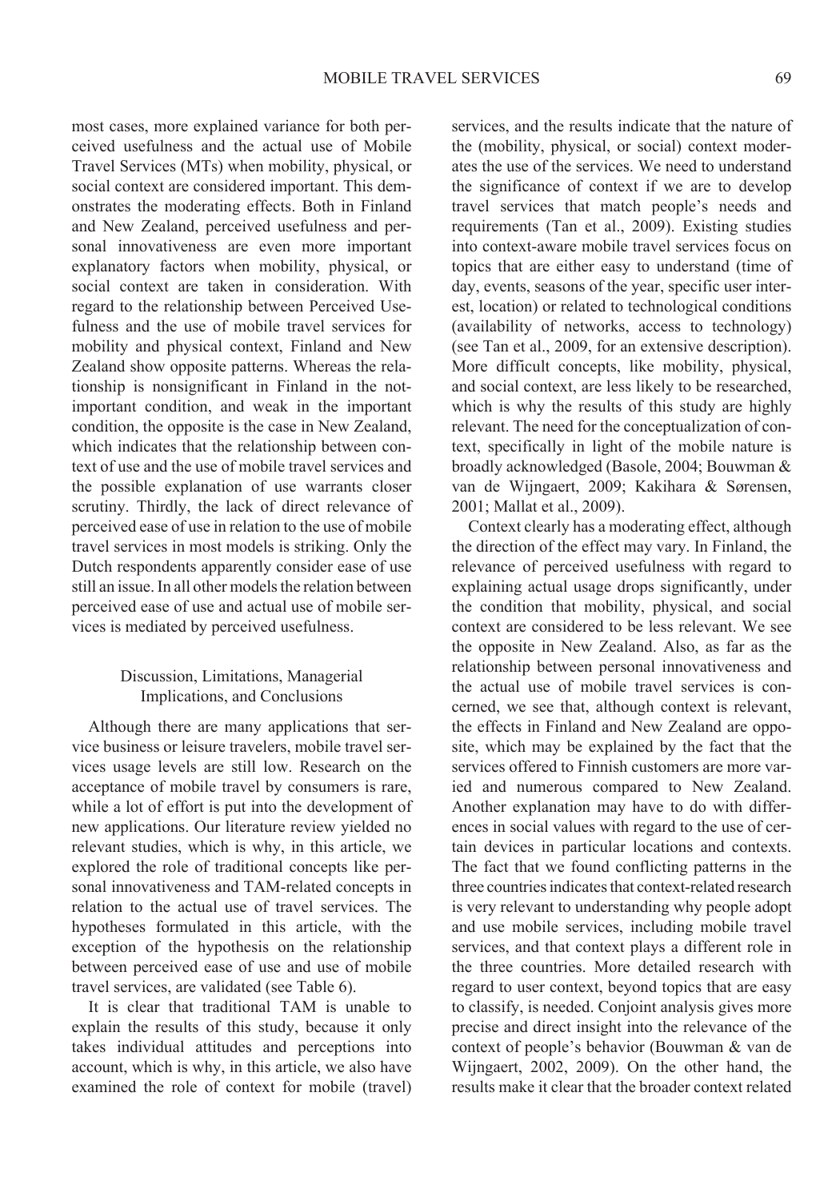most cases, more explained variance for both perceived usefulness and the actual use of Mobile Travel Services (MTs) when mobility, physical, or social context are considered important. This demonstrates the moderating effects. Both in Finland and New Zealand, perceived usefulness and personal innovativeness are even more important explanatory factors when mobility, physical, or social context are taken in consideration. With regard to the relationship between Perceived Usefulness and the use of mobile travel services for mobility and physical context, Finland and New Zealand show opposite patterns. Whereas the relationship is nonsignificant in Finland in the not-important condition, and weak in the important condition, the opposite is the case in New Zealand, which indicates that the relationship between context of use and the use of mobile travel services and the possible explanation of use warrants closer scrutiny. Thirdly, the lack of direct relevance of perceived ease of use in relation to the use of mobile travel services in most models is striking. Only the Dutch respondents apparently consider ease of use still an issue. In all other models the relation between perceived ease of use and actual use of mobile services is mediated by perceived usefulness.

## Discussion, Limitations, Managerial Implications, and Conclusions

Although there are many applications that service business or leisure travelers, mobile travel services usage levels are still low. Research on the acceptance of mobile travel by consumers is rare, while a lot of effort is put into the development of new applications. Our literature review yielded no relevant studies, which is why, in this article, we explored the role of traditional concepts like personal innovativeness and TAM-related concepts in relation to the actual use of travel services. The hypotheses formulated in this article, with the exception of the hypothesis on the relationship between perceived ease of use and use of mobile travel services, are validated (see Table 6).

It is clear that traditional TAM is unable to explain the results of this study, because it only takes individual attitudes and perceptions into account, which is why, in this article, we also have examined the role of context for mobile (travel) services, and the results indicate that the nature of the (mobility, physical, or social) context moderates the use of the services. We need to understand the significance of context if we are to develop travel services that match people's needs and requirements (Tan et al., 2009). Existing studies into context-aware mobile travel services focus on topics that are either easy to understand (time of day, events, seasons of the year, specific user interest, location) or related to technological conditions (availability of networks, access to technology) (see Tan et al., 2009, for an extensive description). More difficult concepts, like mobility, physical, and social context, are less likely to be researched, which is why the results of this study are highly relevant. The need for the conceptualization of context, specifically in light of the mobile nature is broadly acknowledged (Basole, 2004; Bouwman & van de Wijngaert, 2009; Kakihara & Sørensen, 2001; Mallat et al., 2009).

Context clearly has a moderating effect, although the direction of the effect may vary. In Finland, the relevance of perceived usefulness with regard to explaining actual usage drops significantly, under the condition that mobility, physical, and social context are considered to be less relevant. We see the opposite in New Zealand. Also, as far as the relationship between personal innovativeness and the actual use of mobile travel services is concerned, we see that, although context is relevant, the effects in Finland and New Zealand are opposite, which may be explained by the fact that the services offered to Finnish customers are more varied and numerous compared to New Zealand. Another explanation may have to do with differences in social values with regard to the use of certain devices in particular locations and contexts. The fact that we found conflicting patterns in the three countries indicates that context-related research is very relevant to understanding why people adopt and use mobile services, including mobile travel services, and that context plays a different role in the three countries. More detailed research with regard to user context, beyond topics that are easy to classify, is needed. Conjoint analysis gives more precise and direct insight into the relevance of the context of people's behavior (Bouwman & van de Wijngaert, 2002, 2009). On the other hand, the results make it clear that the broader context related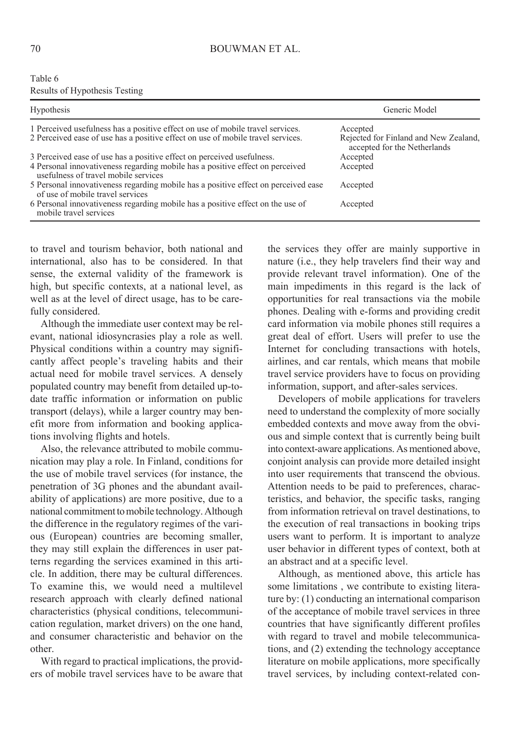Table 6
Results of Hypothesis Testing

| Hypothesis | Generic Model |
|---|---|
| 1 Perceived usefulness has a positive effect on use of mobile travel services. | Accepted |
| 2 Perceived ease of use has a positive effect on use of mobile travel services. | Rejected for Finland and New Zealand, accepted for the Netherlands |
| 3 Perceived ease of use has a positive effect on perceived usefulness. | Accepted |
| 4 Personal innovativeness regarding mobile has a positive effect on perceived usefulness of travel mobile services | Accepted |
| 5 Personal innovativeness regarding mobile has a positive effect on perceived ease of use of mobile travel services | Accepted |
| 6 Personal innovativeness regarding mobile has a positive effect on the use of mobile travel services | Accepted |

to travel and tourism behavior, both national and international, also has to be considered. In that sense, the external validity of the framework is high, but specific contexts, at a national level, as well as at the level of direct usage, has to be carefully considered.

Although the immediate user context may be relevant, national idiosyncrasies play a role as well. Physical conditions within a country may significantly affect people's traveling habits and their actual need for mobile travel services. A densely populated country may benefit from detailed up-to-date traffic information or information on public transport (delays), while a larger country may benefit more from information and booking applications involving flights and hotels.

Also, the relevance attributed to mobile communication may play a role. In Finland, conditions for the use of mobile travel services (for instance, the penetration of 3G phones and the abundant availability of applications) are more positive, due to a national commitment to mobile technology. Although the difference in the regulatory regimes of the various (European) countries are becoming smaller, they may still explain the differences in user patterns regarding the services examined in this article. In addition, there may be cultural differences. To examine this, we would need a multilevel research approach with clearly defined national characteristics (physical conditions, telecommunication regulation, market drivers) on the one hand, and consumer characteristic and behavior on the other.

With regard to practical implications, the providers of mobile travel services have to be aware that the services they offer are mainly supportive in nature (i.e., they help travelers find their way and provide relevant travel information). One of the main impediments in this regard is the lack of opportunities for real transactions via the mobile phones. Dealing with e-forms and providing credit card information via mobile phones still requires a great deal of effort. Users will prefer to use the Internet for concluding transactions with hotels, airlines, and car rentals, which means that mobile travel service providers have to focus on providing information, support, and after-sales services.

Developers of mobile applications for travelers need to understand the complexity of more socially embedded contexts and move away from the obvious and simple context that is currently being built into context-aware applications. As mentioned above, conjoint analysis can provide more detailed insight into user requirements that transcend the obvious. Attention needs to be paid to preferences, characteristics, and behavior, the specific tasks, ranging from information retrieval on travel destinations, to the execution of real transactions in booking trips users want to perform. It is important to analyze user behavior in different types of context, both at an abstract and at a specific level.

Although, as mentioned above, this article has some limitations , we contribute to existing literature by: (1) conducting an international comparison of the acceptance of mobile travel services in three countries that have significantly different profiles with regard to travel and mobile telecommunications, and (2) extending the technology acceptance literature on mobile applications, more specifically travel services, by including context-related con-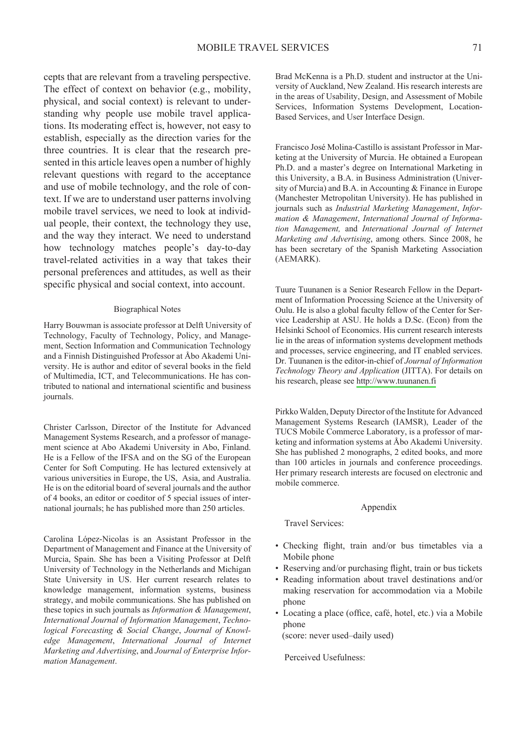cepts that are relevant from a traveling perspective. The effect of context on behavior (e.g., mobility, physical, and social context) is relevant to understanding why people use mobile travel applications. Its moderating effect is, however, not easy to establish, especially as the direction varies for the three countries. It is clear that the research presented in this article leaves open a number of highly relevant questions with regard to the acceptance and use of mobile technology, and the role of context. If we are to understand user patterns involving mobile travel services, we need to look at individual people, their context, the technology they use, and the way they interact. We need to understand how technology matches people's day-to-day travel-related activities in a way that takes their personal preferences and attitudes, as well as their specific physical and social context, into account.

## Biographical Notes

Harry Bouwman is associate professor at Delft University of Technology, Faculty of Technology, Policy, and Management, Section Information and Communication Technology and a Finnish Distinguished Professor at Åbo Akademi University. He is author and editor of several books in the field of Multimedia, ICT, and Telecommunications. He has contributed to national and international scientific and business journals.

Christer Carlsson, Director of the Institute for Advanced Management Systems Research, and a professor of management science at Abo Akademi University in Abo, Finland. He is a Fellow of the IFSA and on the SG of the European Center for Soft Computing. He has lectured extensively at various universities in Europe, the US, Asia, and Australia. He is on the editorial board of several journals and the author of 4 books, an editor or coeditor of 5 special issues of international journals; he has published more than 250 articles.

Carolina López-Nicolas is an Assistant Professor in the Department of Management and Finance at the University of Murcia, Spain. She has been a Visiting Professor at Delft University of Technology in the Netherlands and Michigan State University in US. Her current research relates to knowledge management, information systems, business strategy, and mobile communications. She has published on these topics in such journals as *Information & Management*, *International Journal of Information Management*, *Technological Forecasting & Social Change*, *Journal of Knowledge Management*, *International Journal of Internet Marketing and Advertising*, and *Journal of Enterprise Information Management*.

Brad McKenna is a Ph.D. student and instructor at the University of Auckland, New Zealand. His research interests are in the areas of Usability, Design, and Assessment of Mobile Services, Information Systems Development, Location-Based Services, and User Interface Design.

Francisco José Molina-Castillo is assistant Professor in Marketing at the University of Murcia. He obtained a European Ph.D. and a master's degree on International Marketing in this University, a B.A. in Business Administration (University of Murcia) and B.A. in Accounting & Finance in Europe (Manchester Metropolitan University). He has published in journals such as *Industrial Marketing Management*, *Information & Management*, *International Journal of Information Management,* and *International Journal of Internet Marketing and Advertising*, among others. Since 2008, he has been secretary of the Spanish Marketing Association (AEMARK).

Tuure Tuunanen is a Senior Research Fellow in the Department of Information Processing Science at the University of Oulu. He is also a global faculty fellow of the Center for Service Leadership at ASU. He holds a D.Sc. (Econ) from the Helsinki School of Economics. His current research interests lie in the areas of information systems development methods and processes, service engineering, and IT enabled services. Dr. Tuunanen is the editor-in-chief of *Journal of Information Technology Theory and Application* (JITTA). For details on his research, please see http://www.tuunanen.fi

Pirkko Walden, Deputy Director of the Institute for Advanced Management Systems Research (IAMSR), Leader of the TUCS Mobile Commerce Laboratory, is a professor of marketing and information systems at Åbo Akademi University. She has published 2 monographs, 2 edited books, and more than 100 articles in journals and conference proceedings. Her primary research interests are focused on electronic and mobile commerce.

## Appendix

Travel Services:

- Checking flight, train and/or bus timetables via a Mobile phone
- Reserving and/or purchasing flight, train or bus tickets
- Reading information about travel destinations and/or making reservation for accommodation via a Mobile phone
- Locating a place (office, café, hotel, etc.) via a Mobile phone

(score: never used–daily used)

Perceived Usefulness: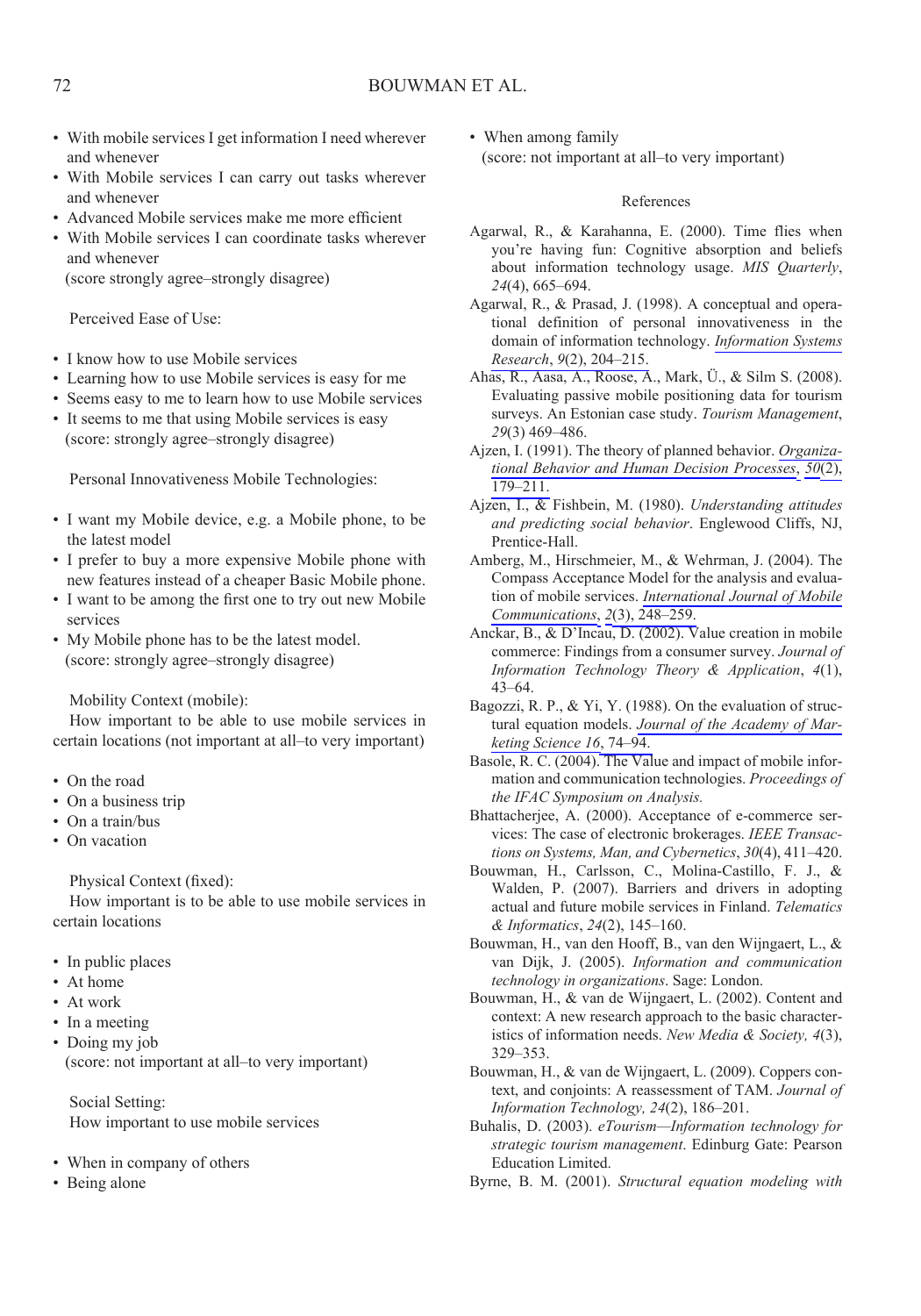- With mobile services I get information I need wherever and whenever
- With Mobile services I can carry out tasks wherever and whenever
- Advanced Mobile services make me more efficient
- With Mobile services I can coordinate tasks wherever and whenever

(score strongly agree–strongly disagree)

Perceived Ease of Use:

- I know how to use Mobile services
- Learning how to use Mobile services is easy for me
- Seems easy to me to learn how to use Mobile services
- It seems to me that using Mobile services is easy

(score: strongly agree–strongly disagree)

Personal Innovativeness Mobile Technologies:

- I want my Mobile device, e.g. a Mobile phone, to be the latest model
- I prefer to buy a more expensive Mobile phone with new features instead of a cheaper Basic Mobile phone.
- I want to be among the first one to try out new Mobile services
- My Mobile phone has to be the latest model.

(score: strongly agree–strongly disagree)

Mobility Context (mobile):

How important to be able to use mobile services in certain locations (not important at all–to very important)

- On the road
- On a business trip
- On a train/bus
- On vacation

Physical Context (fixed):

How important is to be able to use mobile services in certain locations

- In public places
- At home
- At work
- In a meeting
- Doing my job

(score: not important at all–to very important)

Social Setting:

How important to use mobile services

- When in company of others
- Being alone
- When among family

(score: not important at all–to very important)

## References

Agarwal, R., & Karahanna, E. (2000). Time flies when you're having fun: Cognitive absorption and beliefs about information technology usage. *MIS Quarterly*, *24*(4), 665–694.

Agarwal, R., & Prasad, J. (1998). A conceptual and operational definition of personal innovativeness in the domain of information technology. *Information Systems Research*, *9*(2), 204–215.

Ahas, R., Aasa, A., Roose, A., Mark, Ü., & Silm S. (2008). Evaluating passive mobile positioning data for tourism surveys. An Estonian case study. *Tourism Management*, *29*(3) 469–486.

Ajzen, I. (1991). The theory of planned behavior. *Organizational Behavior and Human Decision Processes*, *50*(2), 179–211.

Ajzen, I., & Fishbein, M. (1980). *Understanding attitudes and predicting social behavior*. Englewood Cliffs, NJ, Prentice-Hall.

Amberg, M., Hirschmeier, M., & Wehrman, J. (2004). The Compass Acceptance Model for the analysis and evaluation of mobile services. *International Journal of Mobile Communications*, *2*(3), 248–259.

Anckar, B., & D'Incau, D. (2002). Value creation in mobile commerce: Findings from a consumer survey. *Journal of Information Technology Theory & Application*, *4*(1), 43–64.

Bagozzi, R. P., & Yi, Y. (1988). On the evaluation of structural equation models. *Journal of the Academy of Marketing Science 16*, 74–94.

Basole, R. C. (2004). The Value and impact of mobile information and communication technologies. *Proceedings of the IFAC Symposium on Analysis.*

Bhattacherjee, A. (2000). Acceptance of e-commerce services: The case of electronic brokerages. *IEEE Transactions on Systems, Man, and Cybernetics*, *30*(4), 411–420.

Bouwman, H., Carlsson, C., Molina-Castillo, F. J., & Walden, P. (2007). Barriers and drivers in adopting actual and future mobile services in Finland. *Telematics & Informatics*, *24*(2), 145–160.

Bouwman, H., van den Hooff, B., van den Wijngaert, L., & van Dijk, J. (2005). *Information and communication technology in organizations*. Sage: London.

Bouwman, H., & van de Wijngaert, L. (2002). Content and context: A new research approach to the basic characteristics of information needs. *New Media & Society, 4*(3), 329–353.

Bouwman, H., & van de Wijngaert, L. (2009). Coppers context, and conjoints: A reassessment of TAM. *Journal of Information Technology, 24*(2), 186–201.

Buhalis, D. (2003). *eTourism—Information technology for strategic tourism management*. Edinburg Gate: Pearson Education Limited.

Byrne, B. M. (2001). *Structural equation modeling with*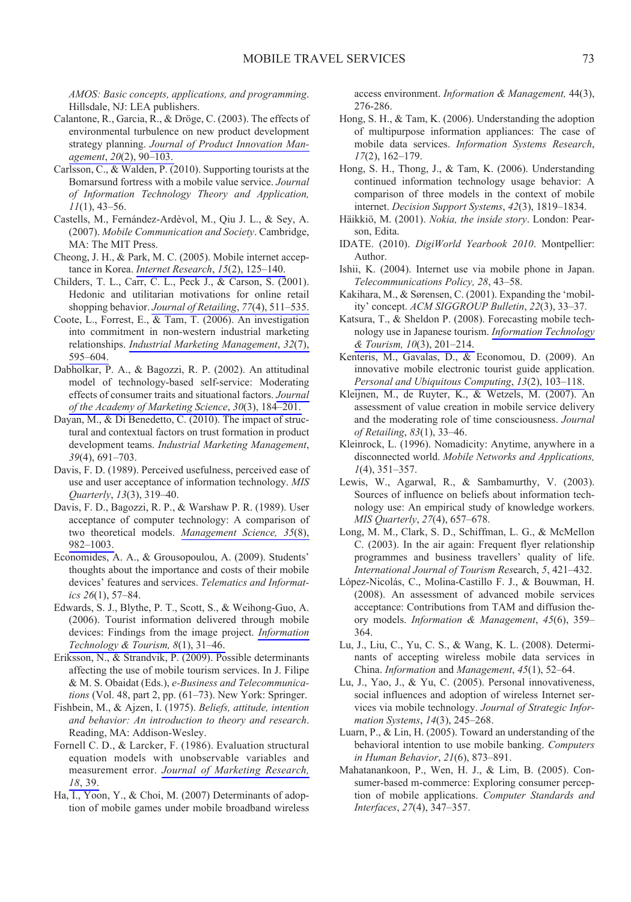*AMOS: Basic concepts, applications, and programming*. Hillsdale, NJ: LEA publishers.

Calantone, R., Garcia, R., & Dröge, C. (2003). The effects of environmental turbulence on new product development strategy planning. *Journal of Product Innovation Management*, *20*(2), 90–103.

Carlsson, C., & Walden, P. (2010). Supporting tourists at the Bomarsund fortress with a mobile value service. *Journal of Information Technology Theory and Application, 11*(1), 43–56.

Castells, M., Fernández-Ardèvol, M., Qiu J. L., & Sey, A. (2007). *Mobile Communication and Society*. Cambridge, MA: The MIT Press.

Cheong, J. H., & Park, M. C. (2005). Mobile internet acceptance in Korea. *Internet Research*, *15*(2), 125–140.

Childers, T. L., Carr, C. L., Peck J., & Carson, S. (2001). Hedonic and utilitarian motivations for online retail shopping behavior. *Journal of Retailing*, *77*(4), 511–535.

Coote, L., Forrest, E., & Tam, T. (2006). An investigation into commitment in non-western industrial marketing relationships. *Industrial Marketing Management*, *32*(7), 595–604.

Dabholkar, P. A., & Bagozzi, R. P. (2002). An attitudinal model of technology-based self-service: Moderating effects of consumer traits and situational factors. *Journal of the Academy of Marketing Science*, *30*(3), 184–201.

Dayan, M., & Di Benedetto, C. (2010). The impact of structural and contextual factors on trust formation in product development teams. *Industrial Marketing Management*, *39*(4), 691–703.

Davis, F. D. (1989). Perceived usefulness, perceived ease of use and user acceptance of information technology. *MIS Quarterly*, *13*(3), 319–40.

Davis, F. D., Bagozzi, R. P., & Warshaw P. R. (1989). User acceptance of computer technology: A comparison of two theoretical models. *Management Science, 35*(8), 982–1003.

Economides, A. A., & Grousopoulou, A. (2009). Students' thoughts about the importance and costs of their mobile devices' features and services. *Telematics and Informatics 26*(1), 57–84.

Edwards, S. J., Blythe, P. T., Scott, S., & Weihong-Guo, A. (2006). Tourist information delivered through mobile devices: Findings from the image project. *Information Technology & Tourism, 8*(1), 31–46.

Eriksson, N., & Strandvik, P. (2009). Possible determinants affecting the use of mobile tourism services. In J. Filipe & M. S. Obaidat (Eds.), *e-Business and Telecommunications* (Vol. 48, part 2, pp. (61–73). New York: Springer.

Fishbein, M., & Ajzen, I. (1975). *Beliefs, attitude, intention and behavior: An introduction to theory and research*. Reading, MA: Addison-Wesley.

Fornell C. D., & Larcker, F. (1986). Evaluation structural equation models with unobservable variables and measurement error. *Journal of Marketing Research, 18*, 39.

Ha, I., Yoon, Y., & Choi, M. (2007) Determinants of adoption of mobile games under mobile broadband wireless access environment. *Information & Management,* 44(3), 276-286.

Hong, S. H., & Tam, K. (2006). Understanding the adoption of multipurpose information appliances: The case of mobile data services. *Information Systems Research*, *17*(2), 162–179.

Hong, S. H., Thong, J., & Tam, K. (2006). Understanding continued information technology usage behavior: A comparison of three models in the context of mobile internet. *Decision Support Systems*, *42*(3), 1819–1834.

Häikkiö, M. (2001). *Nokia, the inside story*. London: Pearson, Edita.

IDATE. (2010). *DigiWorld Yearbook 2010*. Montpellier: Author.

Ishii, K. (2004). Internet use via mobile phone in Japan. *Telecommunications Policy, 28*, 43–58.

Kakihara, M., & Sørensen, C. (2001). Expanding the 'mobility' concept. *ACM SIGGROUP Bulletin*, *22*(3), 33–37.

Katsura, T., & Sheldon P. (2008). Forecasting mobile technology use in Japanese tourism. *Information Technology & Tourism, 10*(3), 201–214.

Kenteris, M., Gavalas, D., & Economou, D. (2009). An innovative mobile electronic tourist guide application. *Personal and Ubiquitous Computing*, *13*(2), 103–118.

Kleijnen, M., de Ruyter, K., & Wetzels, M. (2007). An assessment of value creation in mobile service delivery and the moderating role of time consciousness. *Journal of Retailing*, *83*(1), 33–46.

Kleinrock, L. (1996). Nomadicity: Anytime, anywhere in a disconnected world. *Mobile Networks and Applications, 1*(4), 351–357.

Lewis, W., Agarwal, R., & Sambamurthy, V. (2003). Sources of influence on beliefs about information technology use: An empirical study of knowledge workers. *MIS Quarterly*, *27*(4), 657–678.

Long, M. M., Clark, S. D., Schiffman, L. G., & McMellon C. (2003). In the air again: Frequent flyer relationship programmes and business travellers' quality of life. *International Journal of Tourism Res*earch, *5*, 421–432.

López-Nicolás, C., Molina-Castillo F. J., & Bouwman, H. (2008). An assessment of advanced mobile services acceptance: Contributions from TAM and diffusion theory models. *Information & Management*, *45*(6), 359–364.

Lu, J., Liu, C., Yu, C. S., & Wang, K. L. (2008). Determinants of accepting wireless mobile data services in China. *Information* and *Management*, *45*(1), 52–64.

Lu, J., Yao, J., & Yu, C. (2005). Personal innovativeness, social influences and adoption of wireless Internet services via mobile technology. *Journal of Strategic Information Systems*, *14*(3), 245–268.

Luarn, P., & Lin, H. (2005). Toward an understanding of the behavioral intention to use mobile banking. *Computers in Human Behavior*, *21*(6), 873–891.

Mahatanankoon, P., Wen, H. J., & Lim, B. (2005). Consumer-based m-commerce: Exploring consumer perception of mobile applications. *Computer Standards and Interfaces*, *27*(4), 347–357.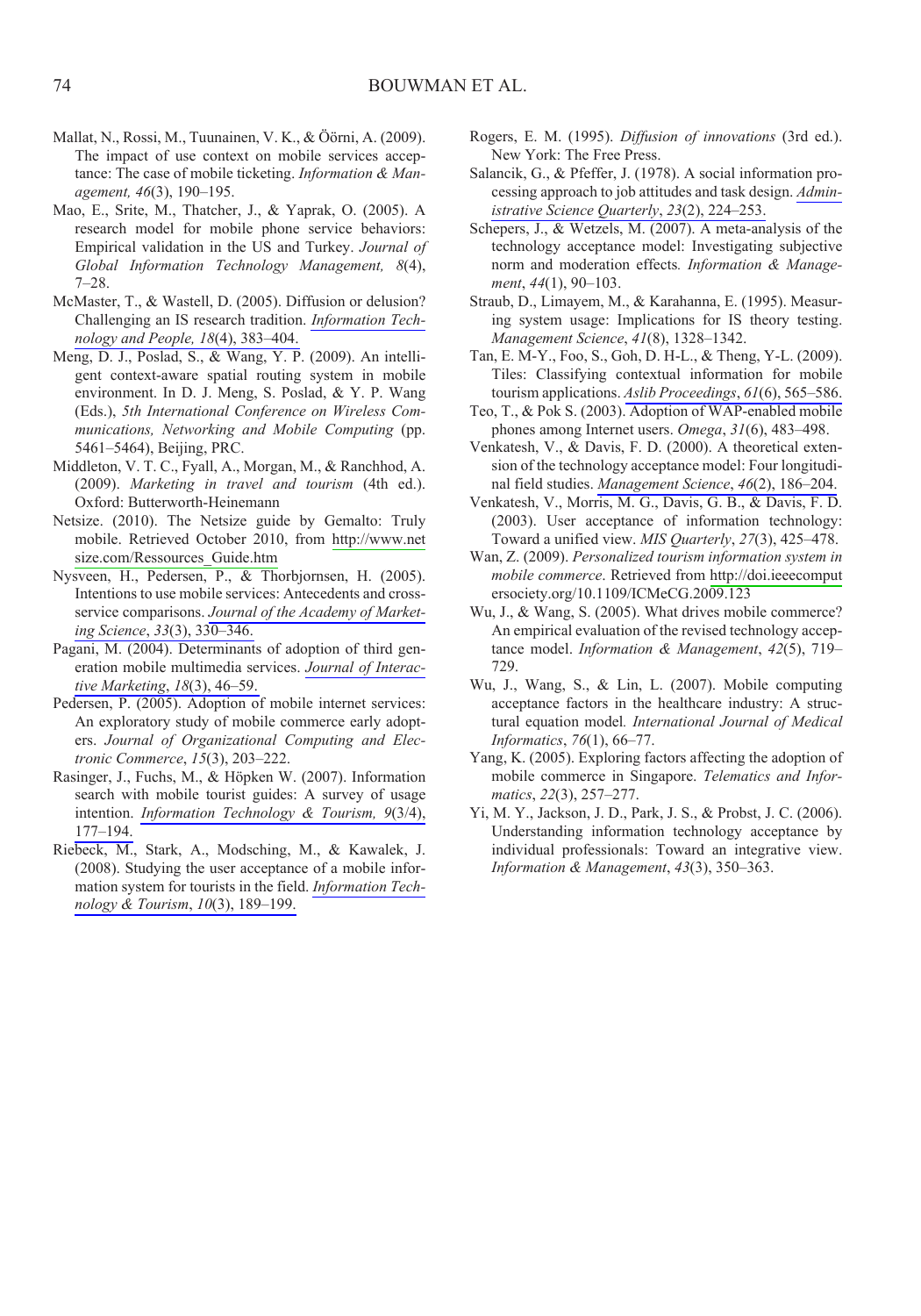Mallat, N., Rossi, M., Tuunainen, V. K., & Öörni, A. (2009). The impact of use context on mobile services acceptance: The case of mobile ticketing. *Information & Management, 46*(3), 190–195.

Mao, E., Srite, M., Thatcher, J., & Yaprak, O. (2005). A research model for mobile phone service behaviors: Empirical validation in the US and Turkey. *Journal of Global Information Technology Management, 8*(4), 7–28.

McMaster, T., & Wastell, D. (2005). Diffusion or delusion? Challenging an IS research tradition. *Information Technology and People, 18*(4), 383–404.

Meng, D. J., Poslad, S., & Wang, Y. P. (2009). An intelligent context-aware spatial routing system in mobile environment. In D. J. Meng, S. Poslad, & Y. P. Wang (Eds.), *5th International Conference on Wireless Communications, Networking and Mobile Computing* (pp. 5461–5464), Beijing, PRC.

Middleton, V. T. C., Fyall, A., Morgan, M., & Ranchhod, A. (2009). *Marketing in travel and tourism* (4th ed.). Oxford: Butterworth-Heinemann

Netsize. (2010). The Netsize guide by Gemalto: Truly mobile. Retrieved October 2010, from http://www.netsize.com/Ressources_Guide.htm

Nysveen, H., Pedersen, P., & Thorbjornsen, H. (2005). Intentions to use mobile services: Antecedents and cross-service comparisons. *Journal of the Academy of Marketing Science*, *33*(3), 330–346.

Pagani, M. (2004). Determinants of adoption of third generation mobile multimedia services. *Journal of Interactive Marketing*, *18*(3), 46–59.

Pedersen, P. (2005). Adoption of mobile internet services: An exploratory study of mobile commerce early adopters. *Journal of Organizational Computing and Electronic Commerce*, *15*(3), 203–222.

Rasinger, J., Fuchs, M., & Höpken W. (2007). Information search with mobile tourist guides: A survey of usage intention. *Information Technology & Tourism, 9*(3/4), 177–194.

Riebeck, M., Stark, A., Modsching, M., & Kawalek, J. (2008). Studying the user acceptance of a mobile information system for tourists in the field. *Information Technology & Tourism*, *10*(3), 189–199.

Rogers, E. M. (1995). *Diffusion of innovations* (3rd ed.). New York: The Free Press.

Salancik, G., & Pfeffer, J. (1978). A social information processing approach to job attitudes and task design. *Administrative Science Quarterly*, *23*(2), 224–253.

Schepers, J., & Wetzels, M. (2007). A meta-analysis of the technology acceptance model: Investigating subjective norm and moderation effects*. Information & Management*, *44*(1), 90–103.

Straub, D., Limayem, M., & Karahanna, E. (1995). Measuring system usage: Implications for IS theory testing. *Management Science*, *41*(8), 1328–1342.

Tan, E. M-Y., Foo, S., Goh, D. H-L., & Theng, Y-L. (2009). Tiles: Classifying contextual information for mobile tourism applications. *Aslib Proceedings*, *61*(6), 565–586.

Teo, T., & Pok S. (2003). Adoption of WAP-enabled mobile phones among Internet users. *Omega*, *31*(6), 483–498.

Venkatesh, V., & Davis, F. D. (2000). A theoretical extension of the technology acceptance model: Four longitudinal field studies. *Management Science*, *46*(2), 186–204.

Venkatesh, V., Morris, M. G., Davis, G. B., & Davis, F. D. (2003). User acceptance of information technology: Toward a unified view. *MIS Quarterly*, *27*(3), 425–478.

Wan, Z. (2009). *Personalized tourism information system in mobile commerce*. Retrieved from http://doi.ieeecomputersociety.org/10.1109/ICMeCG.2009.123

Wu, J., & Wang, S. (2005). What drives mobile commerce? An empirical evaluation of the revised technology acceptance model. *Information & Management*, *42*(5), 719–729.

Wu, J., Wang, S., & Lin, L. (2007). Mobile computing acceptance factors in the healthcare industry: A structural equation model*. International Journal of Medical Informatics*, *76*(1), 66–77.

Yang, K. (2005). Exploring factors affecting the adoption of mobile commerce in Singapore. *Telematics and Informatics*, *22*(3), 257–277.

Yi, M. Y., Jackson, J. D., Park, J. S., & Probst, J. C. (2006). Understanding information technology acceptance by individual professionals: Toward an integrative view. *Information & Management*, *43*(3), 350–363.